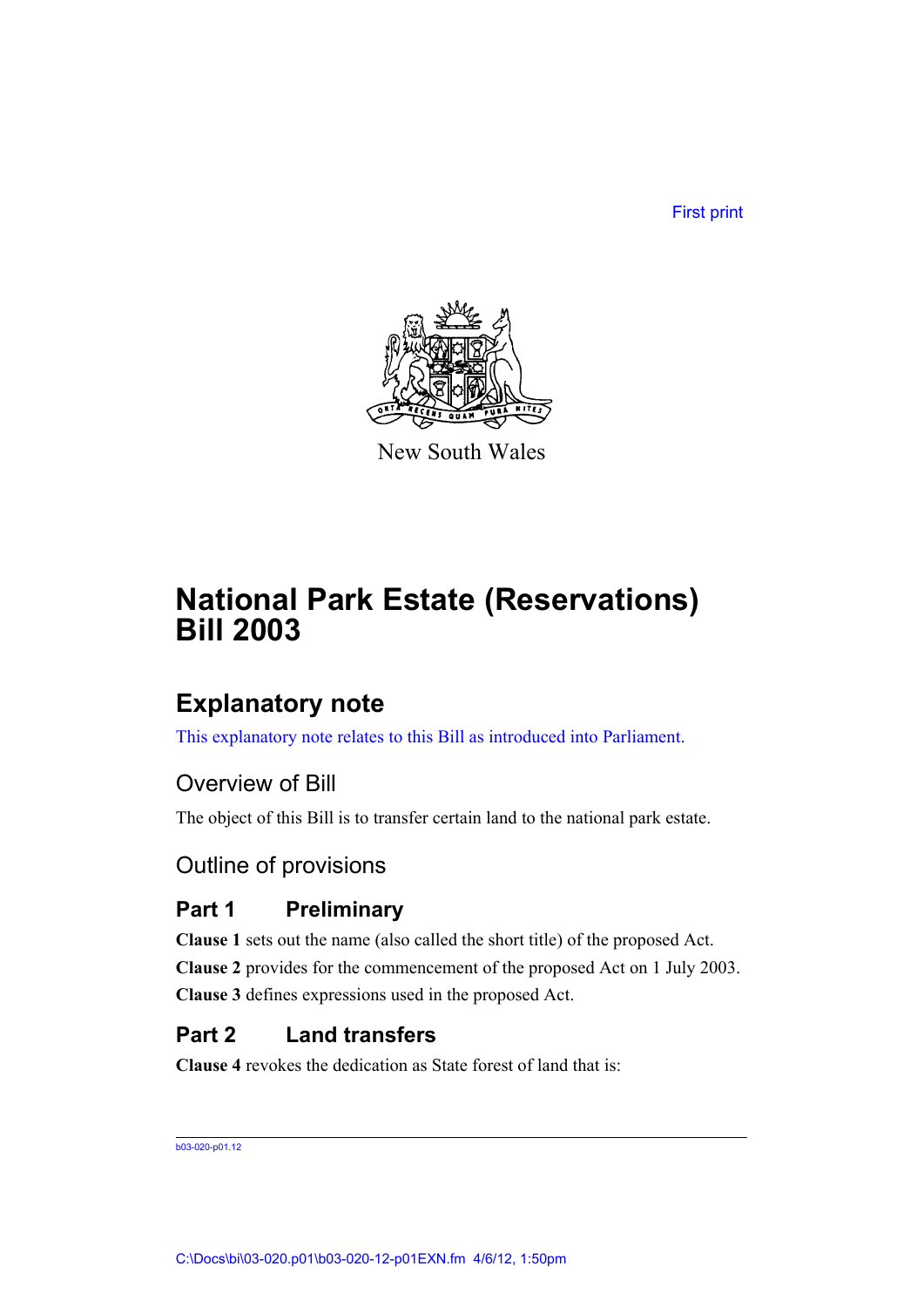First print

New South Wales

# National Park Estate (Reservations) Bill 2003

## Explanatory note

This explanatory note relates to this Bill as introduced into Parliament.

### Overview of Bill

The object of this Bill is to transfer certain land to the national park estate.

### Outline of provisions

#### Part 1 Preliminary

**Clause 1** sets out the name (also called the short title) of the proposed Act.

**Clause 2** provides for the commencement of the proposed Act on 1 July 2003.

**Clause 3** defines expressions used in the proposed Act.

#### Part 2 Land transfers

**Clause 4** revokes the dedication as State forest of land that is: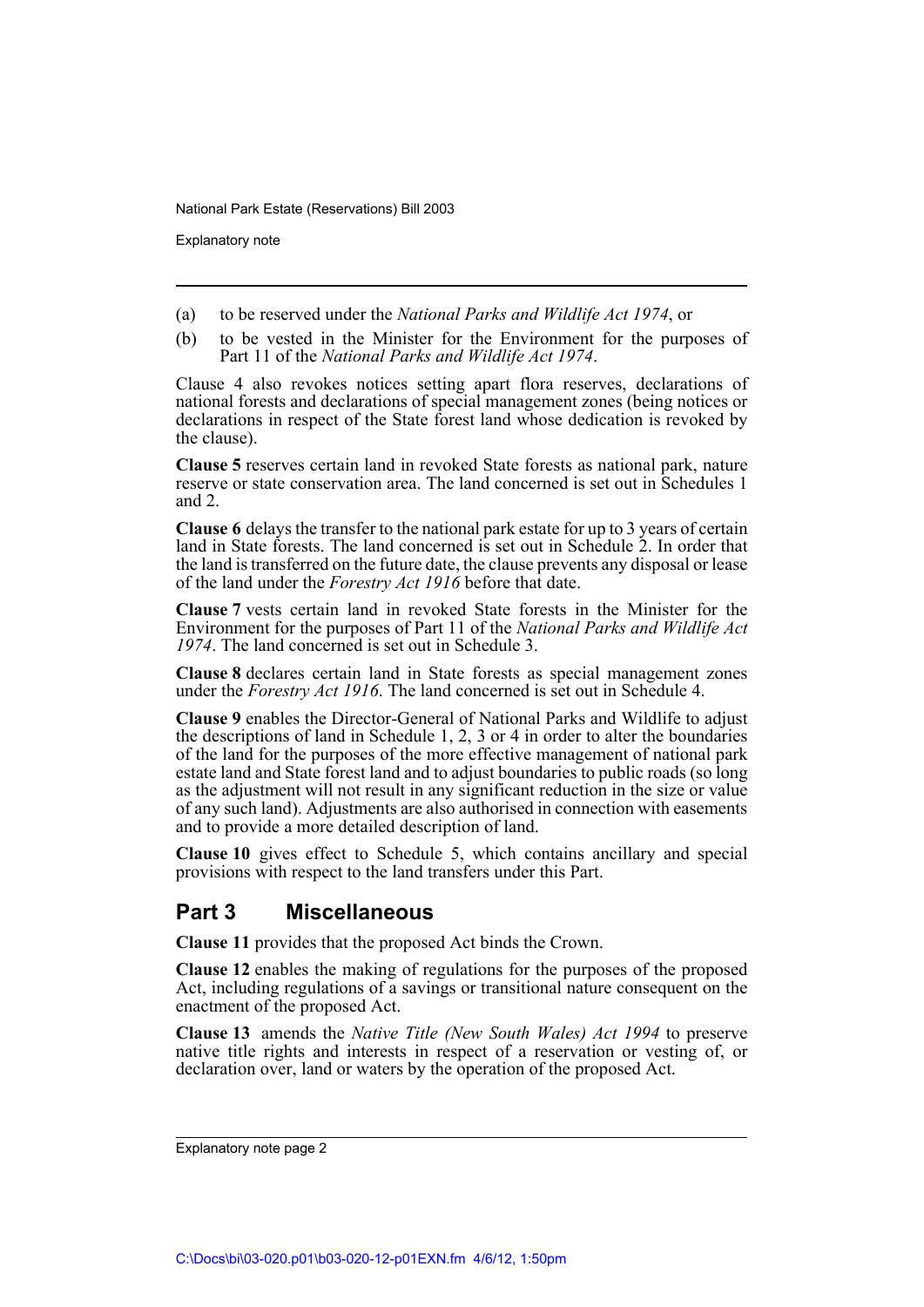(a) to be reserved under the *National Parks and Wildlife Act 1974*, or

(b) to be vested in the Minister for the Environment for the purposes of Part 11 of the *National Parks and Wildlife Act 1974*.

Clause 4 also revokes notices setting apart flora reserves, declarations of national forests and declarations of special management zones (being notices or declarations in respect of the State forest land whose dedication is revoked by the clause).

**Clause 5** reserves certain land in revoked State forests as national park, nature reserve or state conservation area. The land concerned is set out in Schedules 1 and 2.

**Clause 6** delays the transfer to the national park estate for up to 3 years of certain land in State forests. The land concerned is set out in Schedule 2. In order that the land is transferred on the future date, the clause prevents any disposal or lease of the land under the *Forestry Act 1916* before that date.

**Clause 7** vests certain land in revoked State forests in the Minister for the Environment for the purposes of Part 11 of the *National Parks and Wildlife Act 1974*. The land concerned is set out in Schedule 3.

**Clause 8** declares certain land in State forests as special management zones under the *Forestry Act 1916*. The land concerned is set out in Schedule 4.

**Clause 9** enables the Director-General of National Parks and Wildlife to adjust the descriptions of land in Schedule 1, 2, 3 or 4 in order to alter the boundaries of the land for the purposes of the more effective management of national park estate land and State forest land and to adjust boundaries to public roads (so long as the adjustment will not result in any significant reduction in the size or value of any such land). Adjustments are also authorised in connection with easements and to provide a more detailed description of land.

**Clause 10** gives effect to Schedule 5, which contains ancillary and special provisions with respect to the land transfers under this Part.

## Part 3 Miscellaneous

**Clause 11** provides that the proposed Act binds the Crown.

**Clause 12** enables the making of regulations for the purposes of the proposed Act, including regulations of a savings or transitional nature consequent on the enactment of the proposed Act.

**Clause 13** amends the *Native Title (New South Wales) Act 1994* to preserve native title rights and interests in respect of a reservation or vesting of, or declaration over, land or waters by the operation of the proposed Act.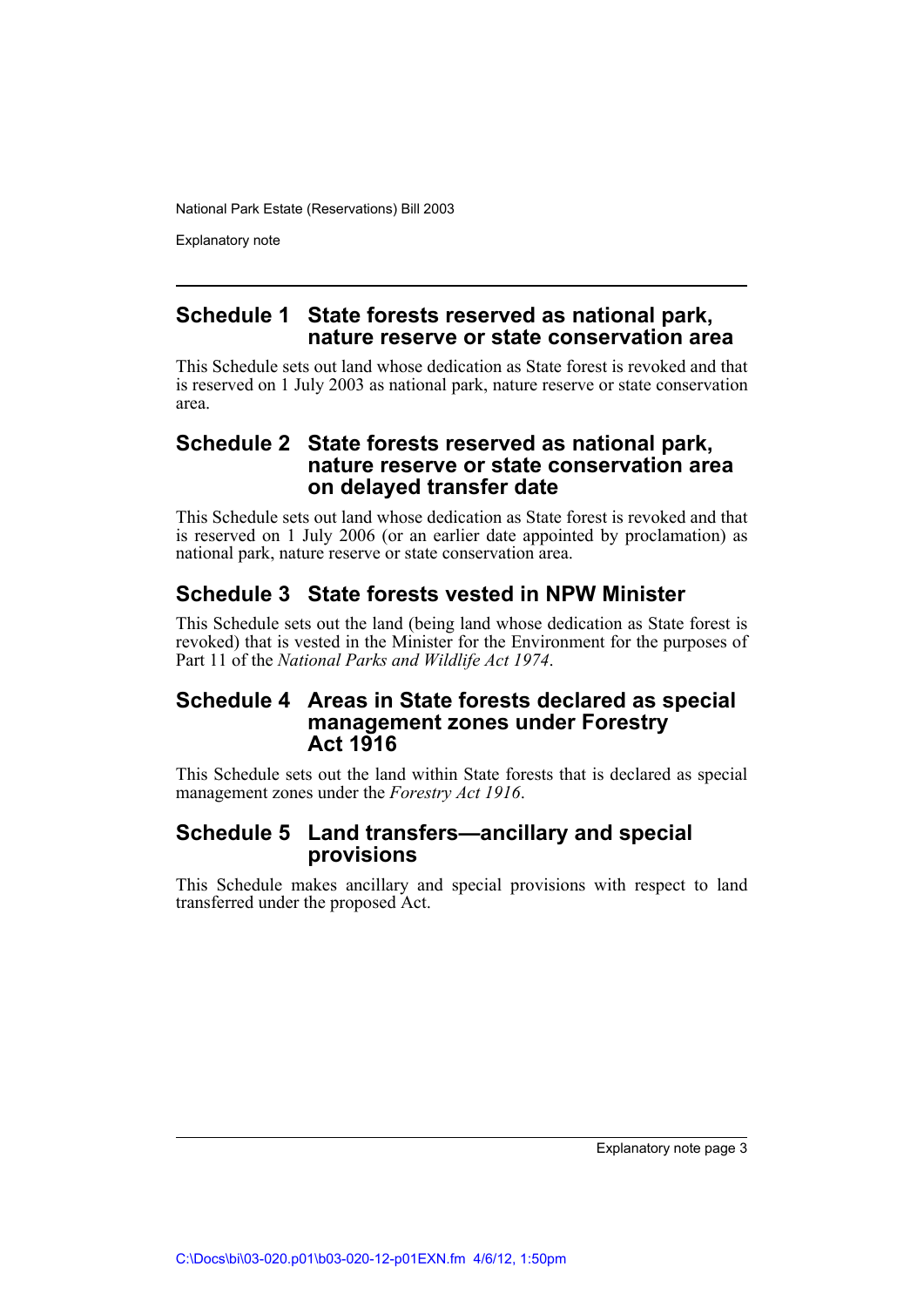## Schedule 1 State forests reserved as national park, nature reserve or state conservation area

This Schedule sets out land whose dedication as State forest is revoked and that is reserved on 1 July 2003 as national park, nature reserve or state conservation area.

## Schedule 2 State forests reserved as national park, nature reserve or state conservation area on delayed transfer date

This Schedule sets out land whose dedication as State forest is revoked and that is reserved on 1 July 2006 (or an earlier date appointed by proclamation) as national park, nature reserve or state conservation area.

## Schedule 3 State forests vested in NPW Minister

This Schedule sets out the land (being land whose dedication as State forest is revoked) that is vested in the Minister for the Environment for the purposes of Part 11 of the *National Parks and Wildlife Act 1974*.

## Schedule 4 Areas in State forests declared as special management zones under Forestry Act 1916

This Schedule sets out the land within State forests that is declared as special management zones under the *Forestry Act 1916*.

## Schedule 5 Land transfers—ancillary and special provisions

This Schedule makes ancillary and special provisions with respect to land transferred under the proposed Act.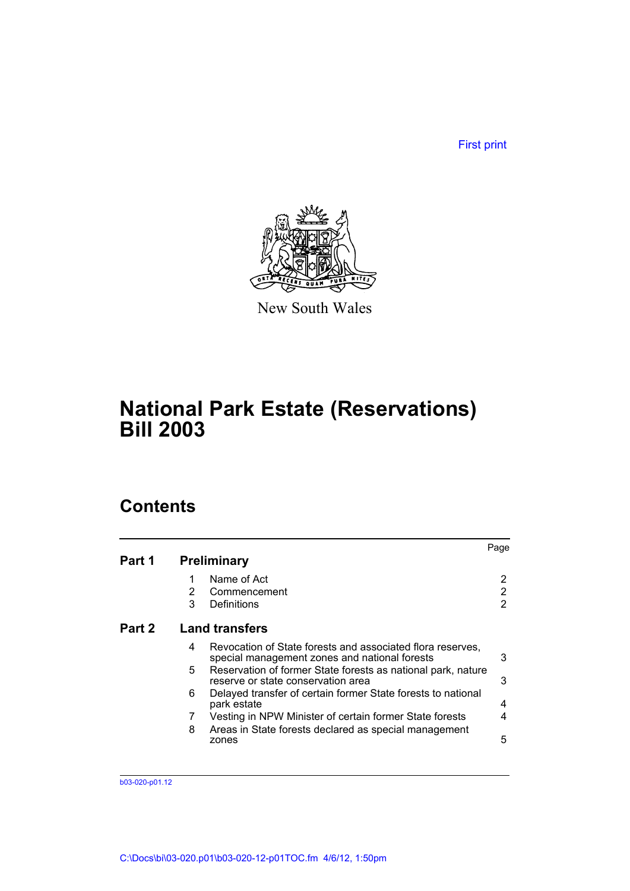First print

New South Wales

# National Park Estate (Reservations) Bill 2003

## Contents

| | | | Page |
|---|---|---|---|
| **Part 1** | **Preliminary** | | |
| | 1 | Name of Act | 2 |
| | 2 | Commencement | 2 |
| | 3 | Definitions | 2 |
| **Part 2** | **Land transfers** | | |
| | 4 | Revocation of State forests and associated flora reserves, special management zones and national forests | 3 |
| | 5 | Reservation of former State forests as national park, nature reserve or state conservation area | 3 |
| | 6 | Delayed transfer of certain former State forests to national park estate | 4 |
| | 7 | Vesting in NPW Minister of certain former State forests | 4 |
| | 8 | Areas in State forests declared as special management zones | 5 |

b03-020-p01.12

C:\Docs\bi\03-020.p01\b03-020-12-p01TOC.fm 4/6/12, 1:50pm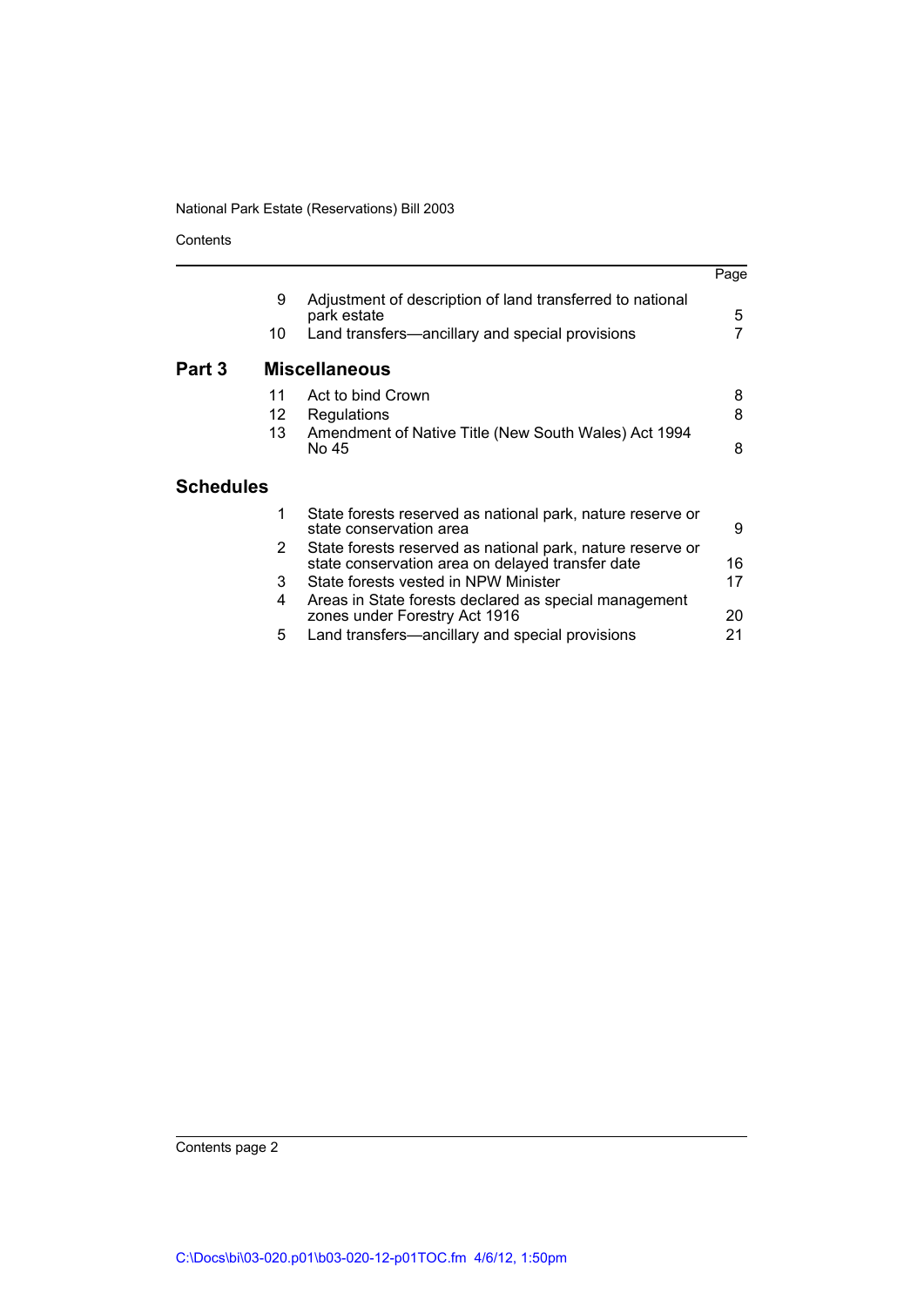| | | | Page |
|---|---|---|---|
| | 9 | Adjustment of description of land transferred to national park estate | 5 |
| | 10 | Land transfers—ancillary and special provisions | 7 |
| **Part 3** | **Miscellaneous** | | |
| | 11 | Act to bind Crown | 8 |
| | 12 | Regulations | 8 |
| | 13 | Amendment of Native Title (New South Wales) Act 1994 No 45 | 8 |
| **Schedules** | | | |
| | 1 | State forests reserved as national park, nature reserve or state conservation area | 9 |
| | 2 | State forests reserved as national park, nature reserve or state conservation area on delayed transfer date | 16 |
| | 3 | State forests vested in NPW Minister | 17 |
| | 4 | Areas in State forests declared as special management zones under Forestry Act 1916 | 20 |
| | 5 | Land transfers—ancillary and special provisions | 21 |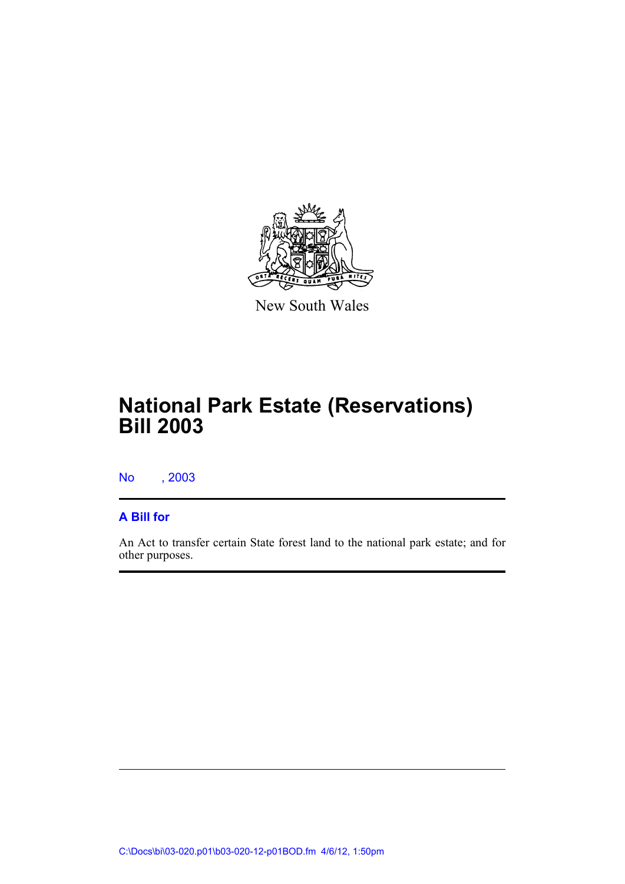New South Wales

# National Park Estate (Reservations) Bill 2003

No , 2003

## A Bill for

An Act to transfer certain State forest land to the national park estate; and for other purposes.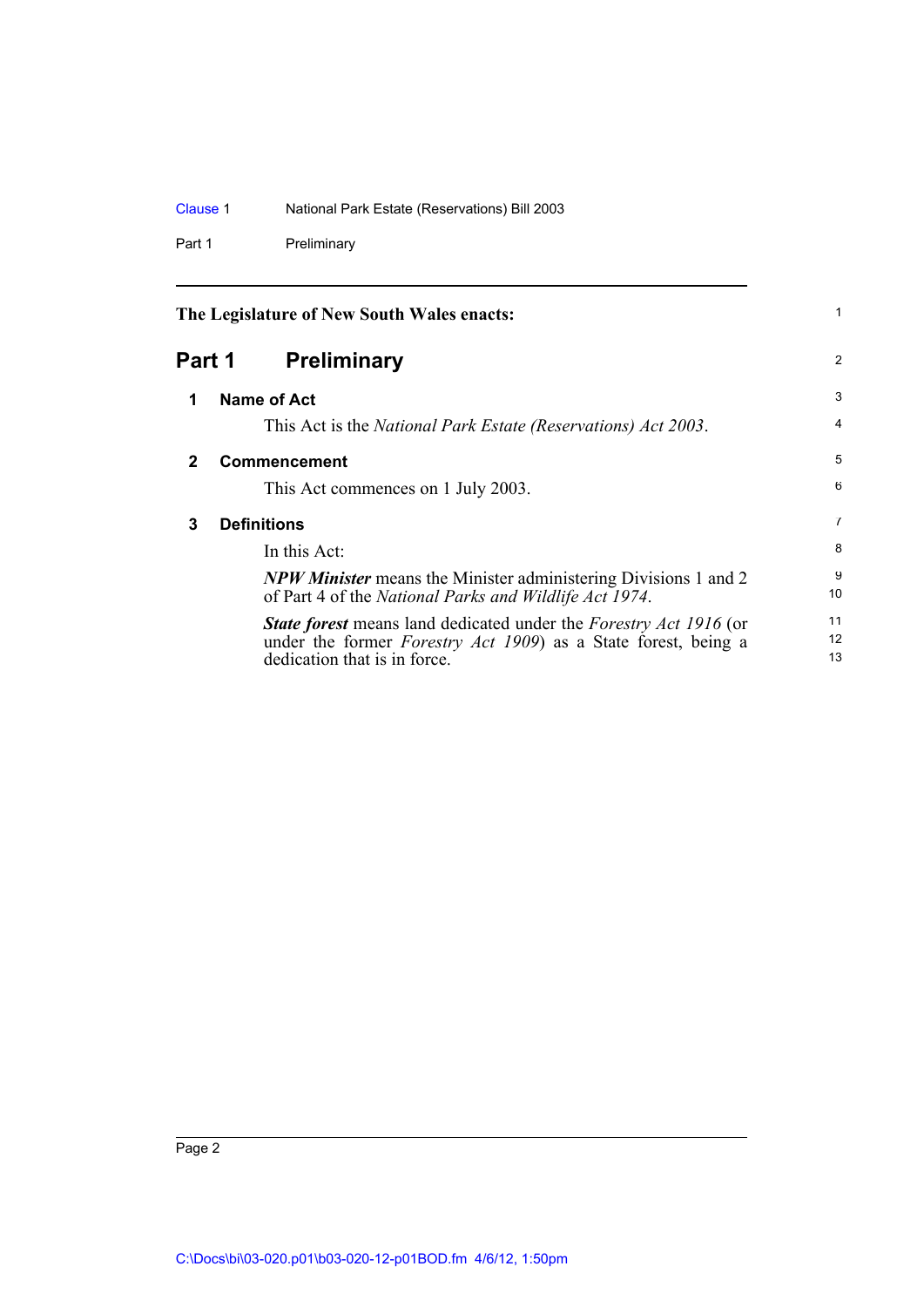The Legislature of New South Wales enacts:

# Part 1 Preliminary

## 1 Name of Act

This Act is the *National Park Estate (Reservations) Act 2003*.

## 2 Commencement

This Act commences on 1 July 2003.

## 3 Definitions

In this Act:

***NPW Minister*** means the Minister administering Divisions 1 and 2 of Part 4 of the *National Parks and Wildlife Act 1974*.

***State forest*** means land dedicated under the *Forestry Act 1916* (or under the former *Forestry Act 1909*) as a State forest, being a dedication that is in force.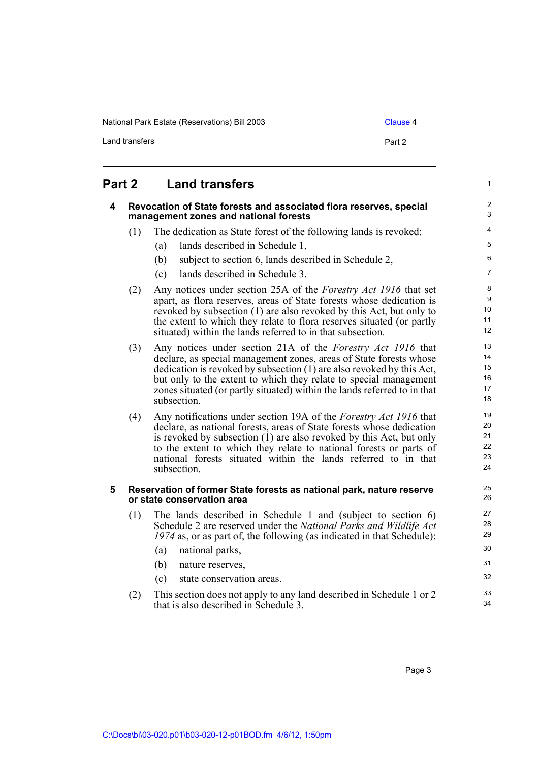# Part 2 Land transfers

## 4 Revocation of State forests and associated flora reserves, special management zones and national forests

(1) The dedication as State forest of the following lands is revoked:

- (a) lands described in Schedule 1,
- (b) subject to section 6, lands described in Schedule 2,
- (c) lands described in Schedule 3.

(2) Any notices under section 25A of the *Forestry Act 1916* that set apart, as flora reserves, areas of State forests whose dedication is revoked by subsection (1) are also revoked by this Act, but only to the extent to which they relate to flora reserves situated (or partly situated) within the lands referred to in that subsection.

(3) Any notices under section 21A of the *Forestry Act 1916* that declare, as special management zones, areas of State forests whose dedication is revoked by subsection (1) are also revoked by this Act, but only to the extent to which they relate to special management zones situated (or partly situated) within the lands referred to in that subsection.

(4) Any notifications under section 19A of the *Forestry Act 1916* that declare, as national forests, areas of State forests whose dedication is revoked by subsection (1) are also revoked by this Act, but only to the extent to which they relate to national forests or parts of national forests situated within the lands referred to in that subsection.

## 5 Reservation of former State forests as national park, nature reserve or state conservation area

(1) The lands described in Schedule 1 and (subject to section 6) Schedule 2 are reserved under the *National Parks and Wildlife Act 1974* as, or as part of, the following (as indicated in that Schedule):

- (a) national parks,
- (b) nature reserves,
- (c) state conservation areas.

(2) This section does not apply to any land described in Schedule 1 or 2 that is also described in Schedule 3.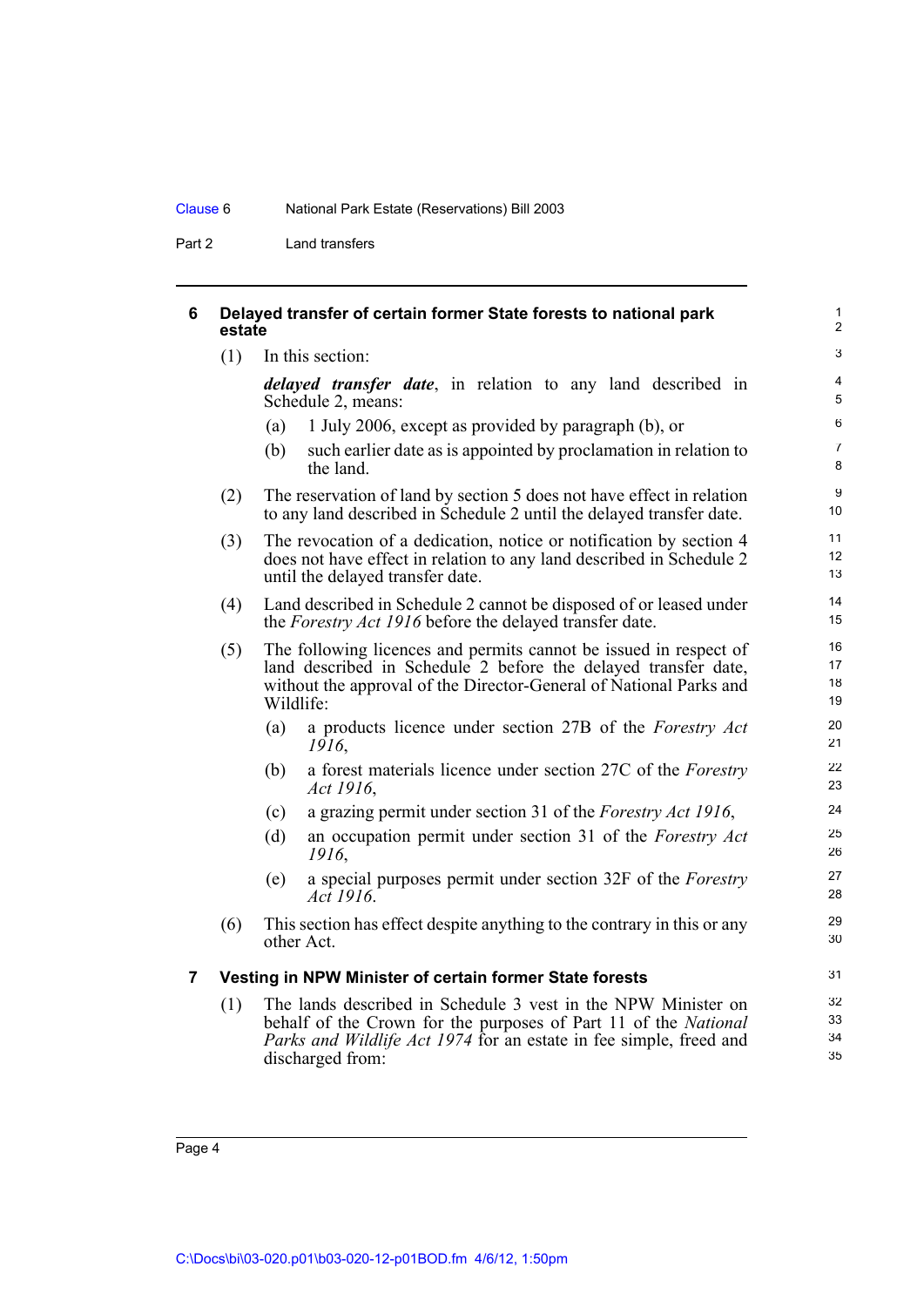## 6 Delayed transfer of certain former State forests to national park estate

(1) In this section:

***delayed transfer date***, in relation to any land described in Schedule 2, means:

- (a) 1 July 2006, except as provided by paragraph (b), or
- (b) such earlier date as is appointed by proclamation in relation to the land.

(2) The reservation of land by section 5 does not have effect in relation to any land described in Schedule 2 until the delayed transfer date.

(3) The revocation of a dedication, notice or notification by section 4 does not have effect in relation to any land described in Schedule 2 until the delayed transfer date.

(4) Land described in Schedule 2 cannot be disposed of or leased under the *Forestry Act 1916* before the delayed transfer date.

(5) The following licences and permits cannot be issued in respect of land described in Schedule 2 before the delayed transfer date, without the approval of the Director-General of National Parks and Wildlife:

- (a) a products licence under section 27B of the *Forestry Act 1916*,
- (b) a forest materials licence under section 27C of the *Forestry Act 1916*,
- (c) a grazing permit under section 31 of the *Forestry Act 1916*,
- (d) an occupation permit under section 31 of the *Forestry Act 1916*,
- (e) a special purposes permit under section 32F of the *Forestry Act 1916*.

(6) This section has effect despite anything to the contrary in this or any other Act.

## 7 Vesting in NPW Minister of certain former State forests

(1) The lands described in Schedule 3 vest in the NPW Minister on behalf of the Crown for the purposes of Part 11 of the *National Parks and Wildlife Act 1974* for an estate in fee simple, freed and discharged from: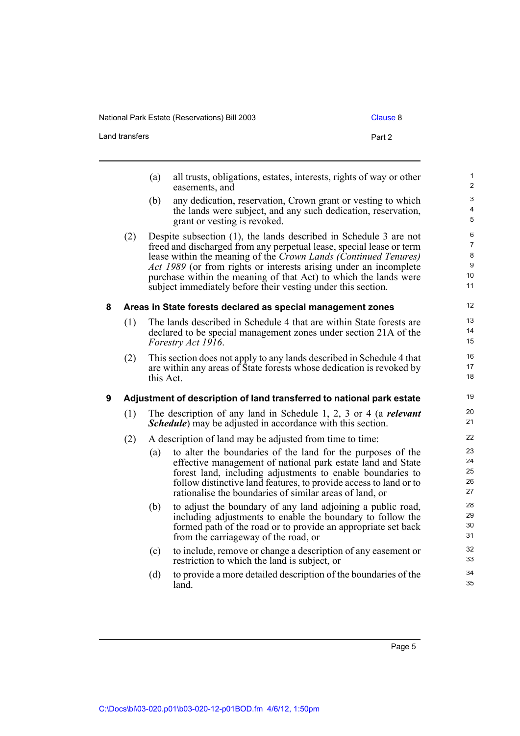(a) all trusts, obligations, estates, interests, rights of way or other easements, and

(b) any dedication, reservation, Crown grant or vesting to which the lands were subject, and any such dedication, reservation, grant or vesting is revoked.

(2) Despite subsection (1), the lands described in Schedule 3 are not freed and discharged from any perpetual lease, special lease or term lease within the meaning of the *Crown Lands (Continued Tenures) Act 1989* (or from rights or interests arising under an incomplete purchase within the meaning of that Act) to which the lands were subject immediately before their vesting under this section.

### 8 Areas in State forests declared as special management zones

(1) The lands described in Schedule 4 that are within State forests are declared to be special management zones under section 21A of the *Forestry Act 1916*.

(2) This section does not apply to any lands described in Schedule 4 that are within any areas of State forests whose dedication is revoked by this Act.

### 9 Adjustment of description of land transferred to national park estate

(1) The description of any land in Schedule 1, 2, 3 or 4 (a ***relevant Schedule***) may be adjusted in accordance with this section.

(2) A description of land may be adjusted from time to time:

(a) to alter the boundaries of the land for the purposes of the effective management of national park estate land and State forest land, including adjustments to enable boundaries to follow distinctive land features, to provide access to land or to rationalise the boundaries of similar areas of land, or

(b) to adjust the boundary of any land adjoining a public road, including adjustments to enable the boundary to follow the formed path of the road or to provide an appropriate set back from the carriageway of the road, or

(c) to include, remove or change a description of any easement or restriction to which the land is subject, or

(d) to provide a more detailed description of the boundaries of the land.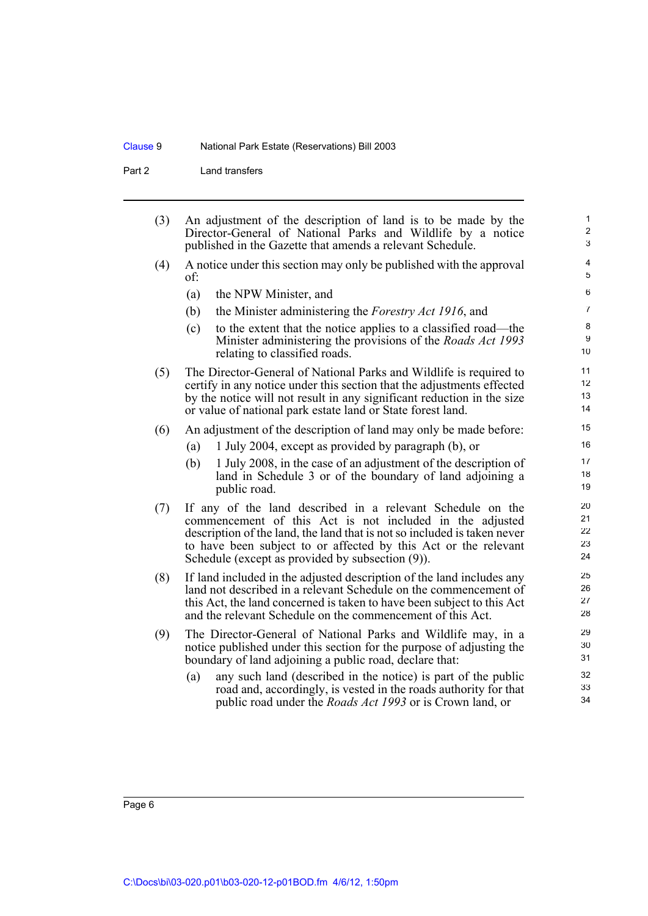(3) An adjustment of the description of land is to be made by the Director-General of National Parks and Wildlife by a notice published in the Gazette that amends a relevant Schedule.

(4) A notice under this section may only be published with the approval of:

(a) the NPW Minister, and

(b) the Minister administering the *Forestry Act 1916*, and

(c) to the extent that the notice applies to a classified road—the Minister administering the provisions of the *Roads Act 1993* relating to classified roads.

(5) The Director-General of National Parks and Wildlife is required to certify in any notice under this section that the adjustments effected by the notice will not result in any significant reduction in the size or value of national park estate land or State forest land.

(6) An adjustment of the description of land may only be made before:

(a) 1 July 2004, except as provided by paragraph (b), or

(b) 1 July 2008, in the case of an adjustment of the description of land in Schedule 3 or of the boundary of land adjoining a public road.

(7) If any of the land described in a relevant Schedule on the commencement of this Act is not included in the adjusted description of the land, the land that is not so included is taken never to have been subject to or affected by this Act or the relevant Schedule (except as provided by subsection (9)).

(8) If land included in the adjusted description of the land includes any land not described in a relevant Schedule on the commencement of this Act, the land concerned is taken to have been subject to this Act and the relevant Schedule on the commencement of this Act.

(9) The Director-General of National Parks and Wildlife may, in a notice published under this section for the purpose of adjusting the boundary of land adjoining a public road, declare that:

(a) any such land (described in the notice) is part of the public road and, accordingly, is vested in the roads authority for that public road under the *Roads Act 1993* or is Crown land, or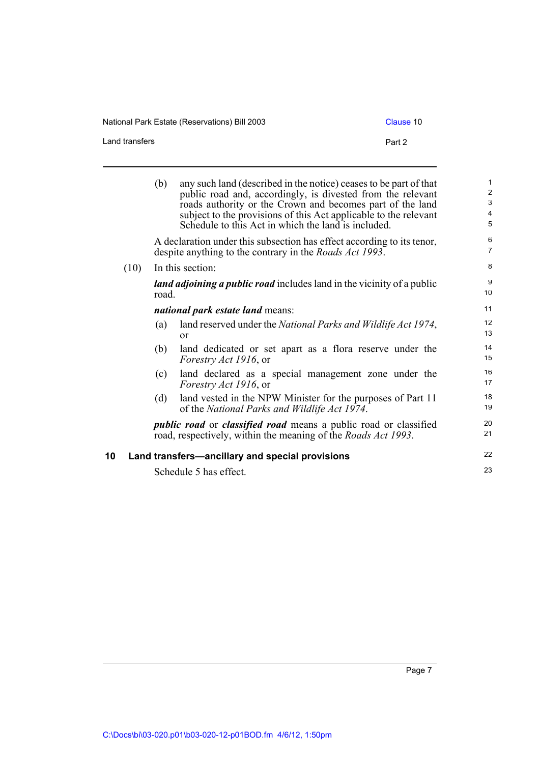(b) any such land (described in the notice) ceases to be part of that public road and, accordingly, is divested from the relevant roads authority or the Crown and becomes part of the land subject to the provisions of this Act applicable to the relevant Schedule to this Act in which the land is included.

A declaration under this subsection has effect according to its tenor, despite anything to the contrary in the *Roads Act 1993*.

(10) In this section:

***land adjoining a public road*** includes land in the vicinity of a public road.

***national park estate land*** means:

(a) land reserved under the *National Parks and Wildlife Act 1974*, or

(b) land dedicated or set apart as a flora reserve under the *Forestry Act 1916*, or

(c) land declared as a special management zone under the *Forestry Act 1916*, or

(d) land vested in the NPW Minister for the purposes of Part 11 of the *National Parks and Wildlife Act 1974*.

***public road*** or ***classified road*** means a public road or classified road, respectively, within the meaning of the *Roads Act 1993*.

## 10 Land transfers—ancillary and special provisions

Schedule 5 has effect.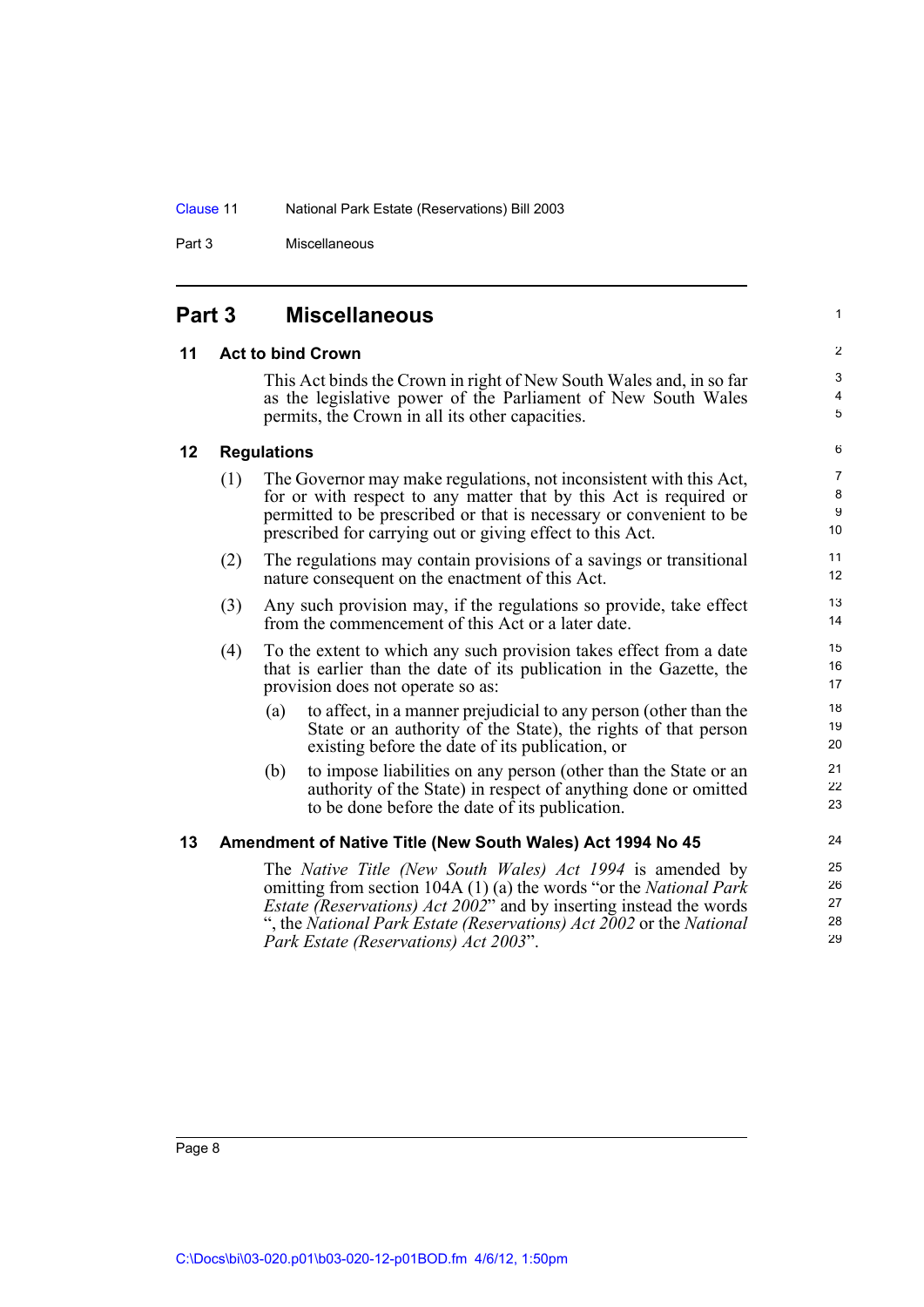## Part 3 Miscellaneous

### 11 Act to bind Crown

This Act binds the Crown in right of New South Wales and, in so far as the legislative power of the Parliament of New South Wales permits, the Crown in all its other capacities.

### 12 Regulations

(1) The Governor may make regulations, not inconsistent with this Act, for or with respect to any matter that by this Act is required or permitted to be prescribed or that is necessary or convenient to be prescribed for carrying out or giving effect to this Act.

(2) The regulations may contain provisions of a savings or transitional nature consequent on the enactment of this Act.

(3) Any such provision may, if the regulations so provide, take effect from the commencement of this Act or a later date.

(4) To the extent to which any such provision takes effect from a date that is earlier than the date of its publication in the Gazette, the provision does not operate so as:

(a) to affect, in a manner prejudicial to any person (other than the State or an authority of the State), the rights of that person existing before the date of its publication, or

(b) to impose liabilities on any person (other than the State or an authority of the State) in respect of anything done or omitted to be done before the date of its publication.

### 13 Amendment of Native Title (New South Wales) Act 1994 No 45

The *Native Title (New South Wales) Act 1994* is amended by omitting from section 104A (1) (a) the words "or the *National Park Estate (Reservations) Act 2002*" and by inserting instead the words ", the *National Park Estate (Reservations) Act 2002* or the *National Park Estate (Reservations) Act 2003*".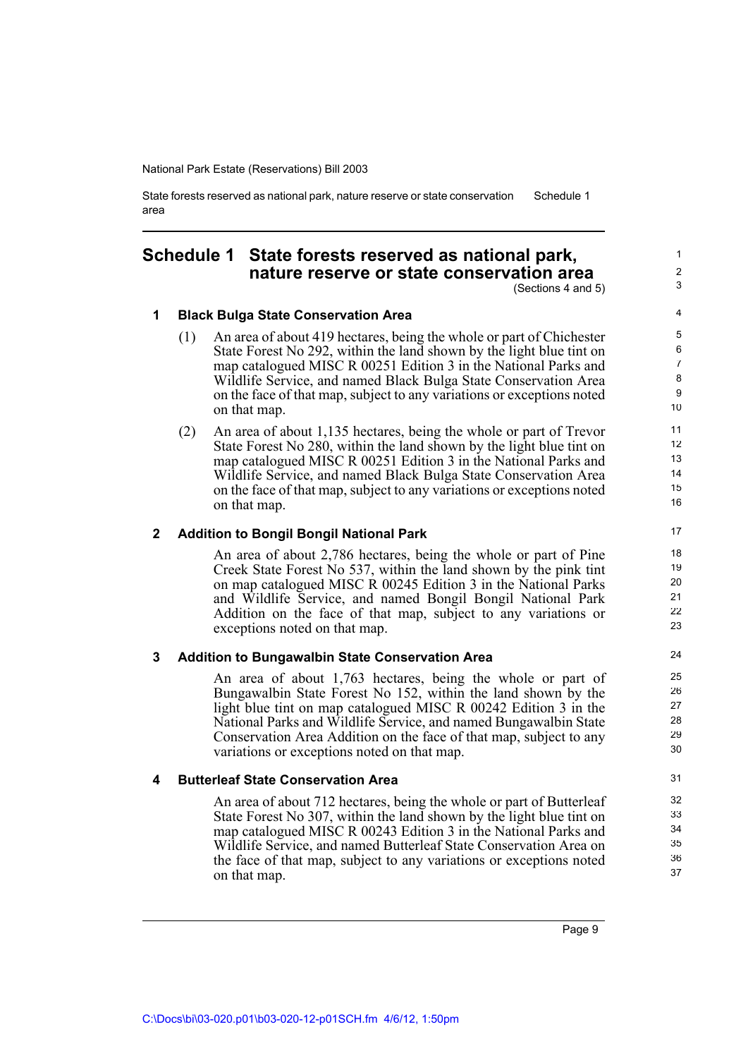# Schedule 1 State forests reserved as national park, nature reserve or state conservation area

(Sections 4 and 5)

## 1 Black Bulga State Conservation Area

(1) An area of about 419 hectares, being the whole or part of Chichester State Forest No 292, within the land shown by the light blue tint on map catalogued MISC R 00251 Edition 3 in the National Parks and Wildlife Service, and named Black Bulga State Conservation Area on the face of that map, subject to any variations or exceptions noted on that map.

(2) An area of about 1,135 hectares, being the whole or part of Trevor State Forest No 280, within the land shown by the light blue tint on map catalogued MISC R 00251 Edition 3 in the National Parks and Wildlife Service, and named Black Bulga State Conservation Area on the face of that map, subject to any variations or exceptions noted on that map.

## 2 Addition to Bongil Bongil National Park

An area of about 2,786 hectares, being the whole or part of Pine Creek State Forest No 537, within the land shown by the pink tint on map catalogued MISC R 00245 Edition 3 in the National Parks and Wildlife Service, and named Bongil Bongil National Park Addition on the face of that map, subject to any variations or exceptions noted on that map.

## 3 Addition to Bungawalbin State Conservation Area

An area of about 1,763 hectares, being the whole or part of Bungawalbin State Forest No 152, within the land shown by the light blue tint on map catalogued MISC R 00242 Edition 3 in the National Parks and Wildlife Service, and named Bungawalbin State Conservation Area Addition on the face of that map, subject to any variations or exceptions noted on that map.

## 4 Butterleaf State Conservation Area

An area of about 712 hectares, being the whole or part of Butterleaf State Forest No 307, within the land shown by the light blue tint on map catalogued MISC R 00243 Edition 3 in the National Parks and Wildlife Service, and named Butterleaf State Conservation Area on the face of that map, subject to any variations or exceptions noted on that map.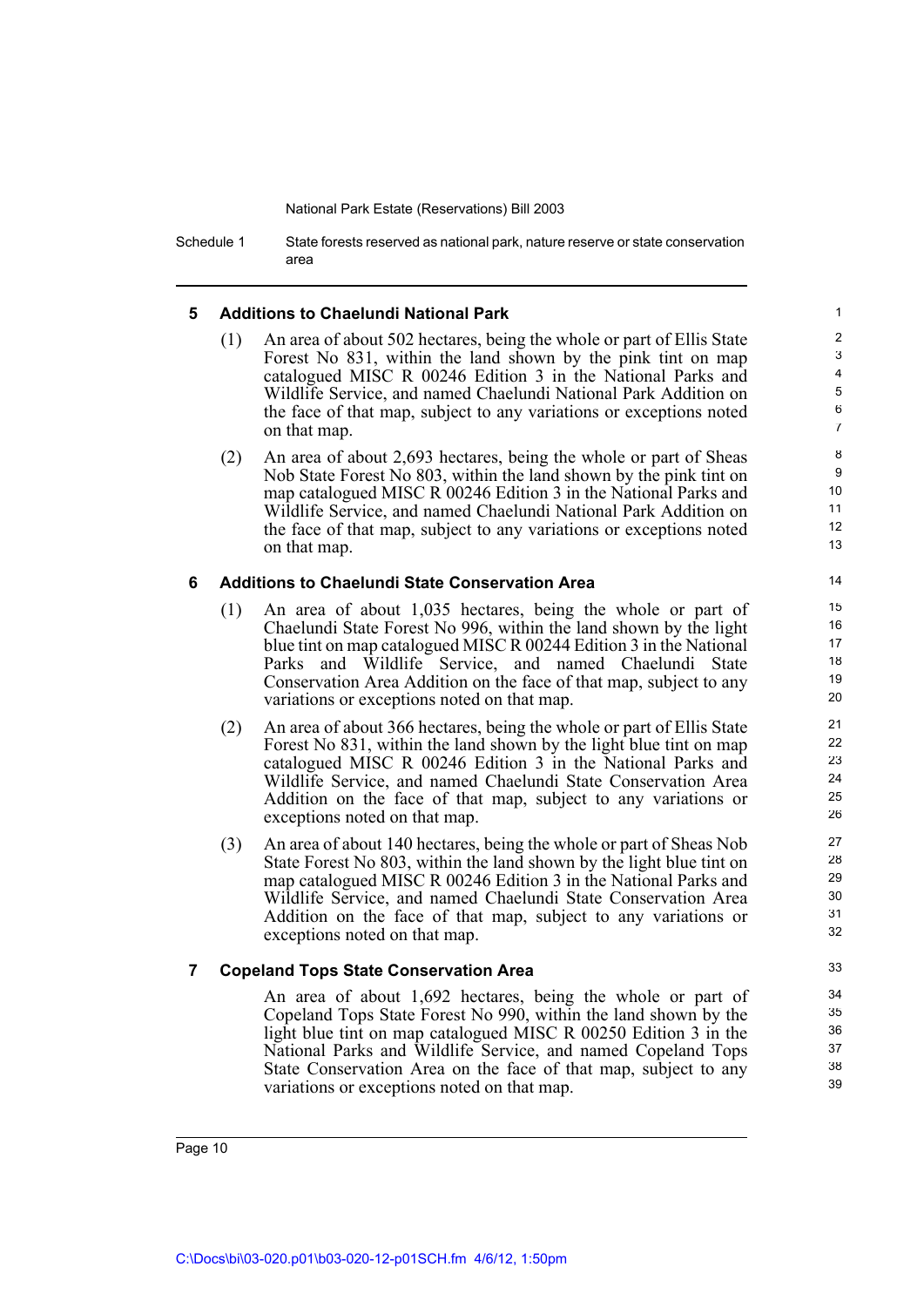### 5 Additions to Chaelundi National Park

(1) An area of about 502 hectares, being the whole or part of Ellis State Forest No 831, within the land shown by the pink tint on map catalogued MISC R 00246 Edition 3 in the National Parks and Wildlife Service, and named Chaelundi National Park Addition on the face of that map, subject to any variations or exceptions noted on that map.

(2) An area of about 2,693 hectares, being the whole or part of Sheas Nob State Forest No 803, within the land shown by the pink tint on map catalogued MISC R 00246 Edition 3 in the National Parks and Wildlife Service, and named Chaelundi National Park Addition on the face of that map, subject to any variations or exceptions noted on that map.

### 6 Additions to Chaelundi State Conservation Area

(1) An area of about 1,035 hectares, being the whole or part of Chaelundi State Forest No 996, within the land shown by the light blue tint on map catalogued MISC R 00244 Edition 3 in the National Parks and Wildlife Service, and named Chaelundi State Conservation Area Addition on the face of that map, subject to any variations or exceptions noted on that map.

(2) An area of about 366 hectares, being the whole or part of Ellis State Forest No 831, within the land shown by the light blue tint on map catalogued MISC R 00246 Edition 3 in the National Parks and Wildlife Service, and named Chaelundi State Conservation Area Addition on the face of that map, subject to any variations or exceptions noted on that map.

(3) An area of about 140 hectares, being the whole or part of Sheas Nob State Forest No 803, within the land shown by the light blue tint on map catalogued MISC R 00246 Edition 3 in the National Parks and Wildlife Service, and named Chaelundi State Conservation Area Addition on the face of that map, subject to any variations or exceptions noted on that map.

### 7 Copeland Tops State Conservation Area

An area of about 1,692 hectares, being the whole or part of Copeland Tops State Forest No 990, within the land shown by the light blue tint on map catalogued MISC R 00250 Edition 3 in the National Parks and Wildlife Service, and named Copeland Tops State Conservation Area on the face of that map, subject to any variations or exceptions noted on that map.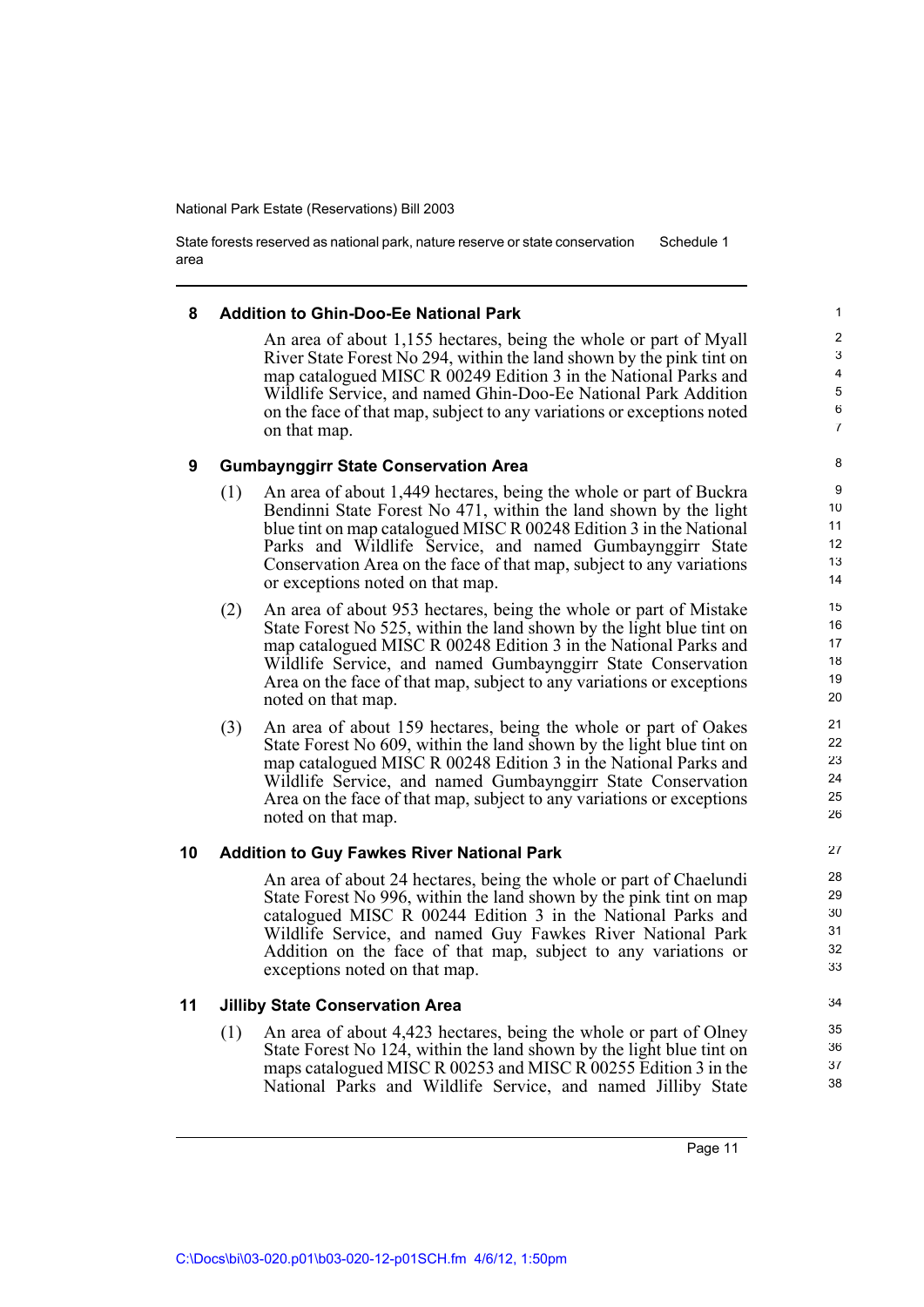### 8 Addition to Ghin-Doo-Ee National Park

An area of about 1,155 hectares, being the whole or part of Myall River State Forest No 294, within the land shown by the pink tint on map catalogued MISC R 00249 Edition 3 in the National Parks and Wildlife Service, and named Ghin-Doo-Ee National Park Addition on the face of that map, subject to any variations or exceptions noted on that map.

### 9 Gumbaynggirr State Conservation Area

(1) An area of about 1,449 hectares, being the whole or part of Buckra Bendinni State Forest No 471, within the land shown by the light blue tint on map catalogued MISC R 00248 Edition 3 in the National Parks and Wildlife Service, and named Gumbaynggirr State Conservation Area on the face of that map, subject to any variations or exceptions noted on that map.

(2) An area of about 953 hectares, being the whole or part of Mistake State Forest No 525, within the land shown by the light blue tint on map catalogued MISC R 00248 Edition 3 in the National Parks and Wildlife Service, and named Gumbaynggirr State Conservation Area on the face of that map, subject to any variations or exceptions noted on that map.

(3) An area of about 159 hectares, being the whole or part of Oakes State Forest No 609, within the land shown by the light blue tint on map catalogued MISC R 00248 Edition 3 in the National Parks and Wildlife Service, and named Gumbaynggirr State Conservation Area on the face of that map, subject to any variations or exceptions noted on that map.

### 10 Addition to Guy Fawkes River National Park

An area of about 24 hectares, being the whole or part of Chaelundi State Forest No 996, within the land shown by the pink tint on map catalogued MISC R 00244 Edition 3 in the National Parks and Wildlife Service, and named Guy Fawkes River National Park Addition on the face of that map, subject to any variations or exceptions noted on that map.

### 11 Jilliby State Conservation Area

(1) An area of about 4,423 hectares, being the whole or part of Olney State Forest No 124, within the land shown by the light blue tint on maps catalogued MISC R 00253 and MISC R 00255 Edition 3 in the National Parks and Wildlife Service, and named Jilliby State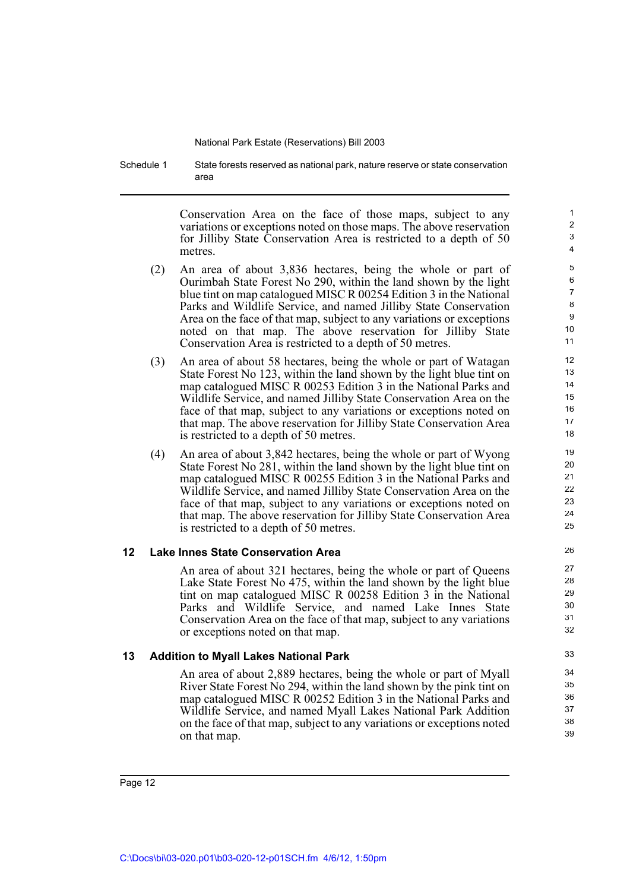Conservation Area on the face of those maps, subject to any variations or exceptions noted on those maps. The above reservation for Jilliby State Conservation Area is restricted to a depth of 50 metres.

(2) An area of about 3,836 hectares, being the whole or part of Ourimbah State Forest No 290, within the land shown by the light blue tint on map catalogued MISC R 00254 Edition 3 in the National Parks and Wildlife Service, and named Jilliby State Conservation Area on the face of that map, subject to any variations or exceptions noted on that map. The above reservation for Jilliby State Conservation Area is restricted to a depth of 50 metres.

(3) An area of about 58 hectares, being the whole or part of Watagan State Forest No 123, within the land shown by the light blue tint on map catalogued MISC R 00253 Edition 3 in the National Parks and Wildlife Service, and named Jilliby State Conservation Area on the face of that map, subject to any variations or exceptions noted on that map. The above reservation for Jilliby State Conservation Area is restricted to a depth of 50 metres.

(4) An area of about 3,842 hectares, being the whole or part of Wyong State Forest No 281, within the land shown by the light blue tint on map catalogued MISC R 00255 Edition 3 in the National Parks and Wildlife Service, and named Jilliby State Conservation Area on the face of that map, subject to any variations or exceptions noted on that map. The above reservation for Jilliby State Conservation Area is restricted to a depth of 50 metres.

### 12 Lake Innes State Conservation Area

An area of about 321 hectares, being the whole or part of Queens Lake State Forest No 475, within the land shown by the light blue tint on map catalogued MISC R 00258 Edition 3 in the National Parks and Wildlife Service, and named Lake Innes State Conservation Area on the face of that map, subject to any variations or exceptions noted on that map.

### 13 Addition to Myall Lakes National Park

An area of about 2,889 hectares, being the whole or part of Myall River State Forest No 294, within the land shown by the pink tint on map catalogued MISC R 00252 Edition 3 in the National Parks and Wildlife Service, and named Myall Lakes National Park Addition on the face of that map, subject to any variations or exceptions noted on that map.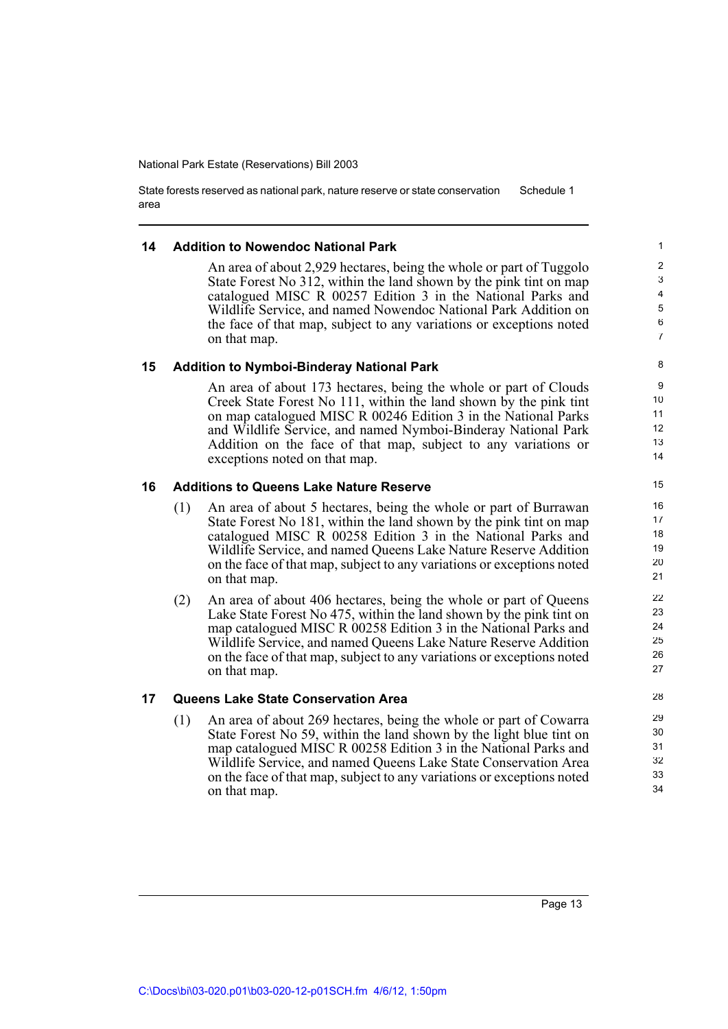### 14 Addition to Nowendoc National Park

An area of about 2,929 hectares, being the whole or part of Tuggolo State Forest No 312, within the land shown by the pink tint on map catalogued MISC R 00257 Edition 3 in the National Parks and Wildlife Service, and named Nowendoc National Park Addition on the face of that map, subject to any variations or exceptions noted on that map.

### 15 Addition to Nymboi-Binderay National Park

An area of about 173 hectares, being the whole or part of Clouds Creek State Forest No 111, within the land shown by the pink tint on map catalogued MISC R 00246 Edition 3 in the National Parks and Wildlife Service, and named Nymboi-Binderay National Park Addition on the face of that map, subject to any variations or exceptions noted on that map.

### 16 Additions to Queens Lake Nature Reserve

(1) An area of about 5 hectares, being the whole or part of Burrawan State Forest No 181, within the land shown by the pink tint on map catalogued MISC R 00258 Edition 3 in the National Parks and Wildlife Service, and named Queens Lake Nature Reserve Addition on the face of that map, subject to any variations or exceptions noted on that map.

(2) An area of about 406 hectares, being the whole or part of Queens Lake State Forest No 475, within the land shown by the pink tint on map catalogued MISC R 00258 Edition 3 in the National Parks and Wildlife Service, and named Queens Lake Nature Reserve Addition on the face of that map, subject to any variations or exceptions noted on that map.

### 17 Queens Lake State Conservation Area

(1) An area of about 269 hectares, being the whole or part of Cowarra State Forest No 59, within the land shown by the light blue tint on map catalogued MISC R 00258 Edition 3 in the National Parks and Wildlife Service, and named Queens Lake State Conservation Area on the face of that map, subject to any variations or exceptions noted on that map.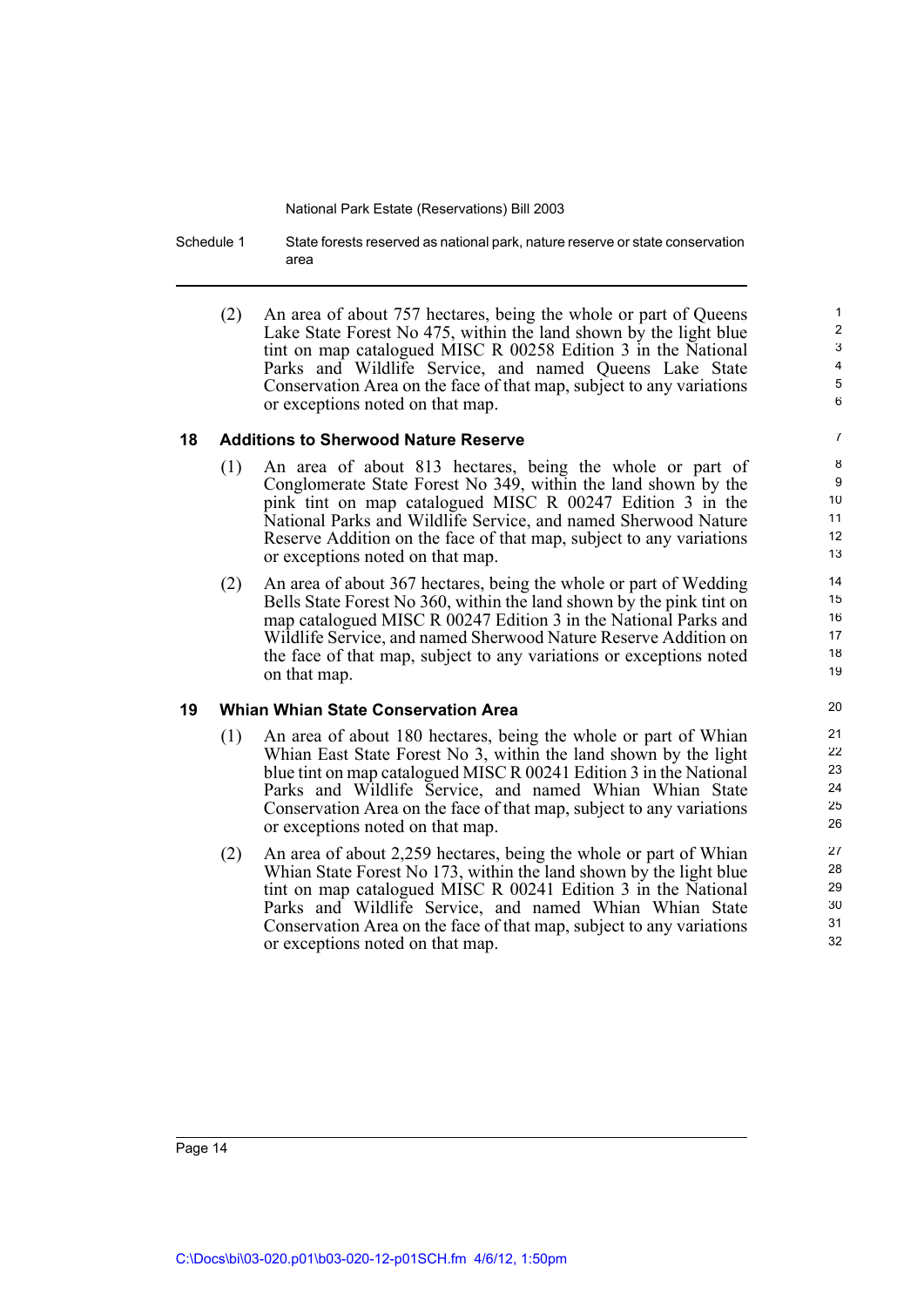(2) An area of about 757 hectares, being the whole or part of Queens Lake State Forest No 475, within the land shown by the light blue tint on map catalogued MISC R 00258 Edition 3 in the National Parks and Wildlife Service, and named Queens Lake State Conservation Area on the face of that map, subject to any variations or exceptions noted on that map.

### 18 Additions to Sherwood Nature Reserve

(1) An area of about 813 hectares, being the whole or part of Conglomerate State Forest No 349, within the land shown by the pink tint on map catalogued MISC R 00247 Edition 3 in the National Parks and Wildlife Service, and named Sherwood Nature Reserve Addition on the face of that map, subject to any variations or exceptions noted on that map.

(2) An area of about 367 hectares, being the whole or part of Wedding Bells State Forest No 360, within the land shown by the pink tint on map catalogued MISC R 00247 Edition 3 in the National Parks and Wildlife Service, and named Sherwood Nature Reserve Addition on the face of that map, subject to any variations or exceptions noted on that map.

### 19 Whian Whian State Conservation Area

(1) An area of about 180 hectares, being the whole or part of Whian Whian East State Forest No 3, within the land shown by the light blue tint on map catalogued MISC R 00241 Edition 3 in the National Parks and Wildlife Service, and named Whian Whian State Conservation Area on the face of that map, subject to any variations or exceptions noted on that map.

(2) An area of about 2,259 hectares, being the whole or part of Whian Whian State Forest No 173, within the land shown by the light blue tint on map catalogued MISC R 00241 Edition 3 in the National Parks and Wildlife Service, and named Whian Whian State Conservation Area on the face of that map, subject to any variations or exceptions noted on that map.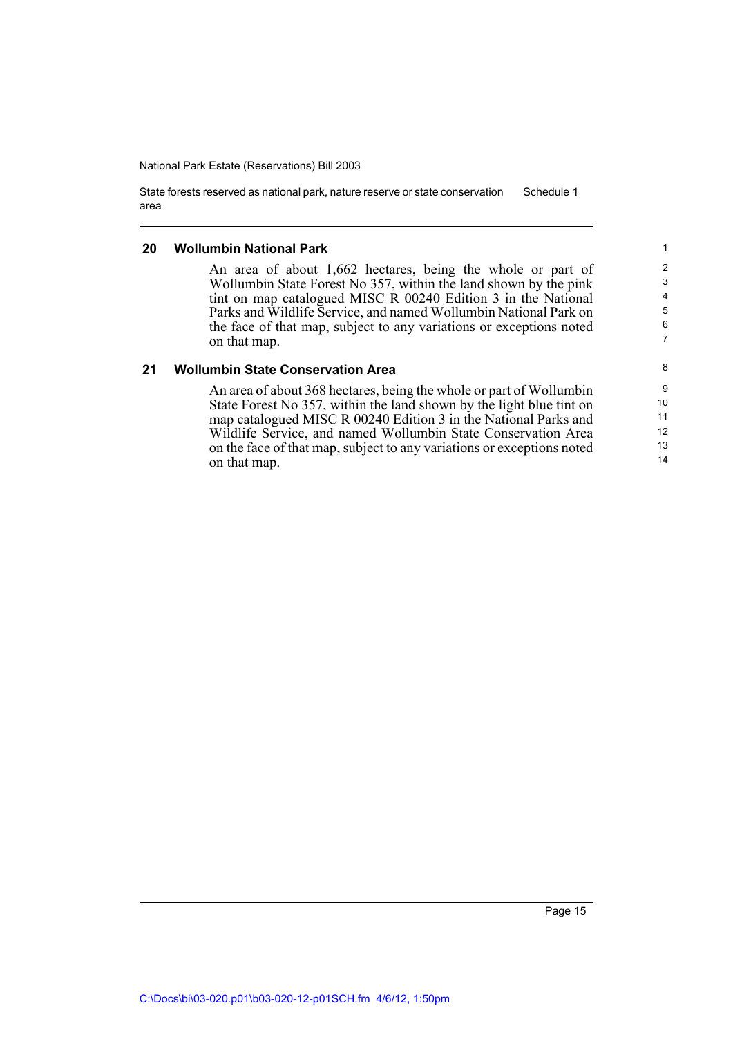### 20 Wollumbin National Park

An area of about 1,662 hectares, being the whole or part of Wollumbin State Forest No 357, within the land shown by the pink tint on map catalogued MISC R 00240 Edition 3 in the National Parks and Wildlife Service, and named Wollumbin National Park on the face of that map, subject to any variations or exceptions noted on that map.

### 21 Wollumbin State Conservation Area

An area of about 368 hectares, being the whole or part of Wollumbin State Forest No 357, within the land shown by the light blue tint on map catalogued MISC R 00240 Edition 3 in the National Parks and Wildlife Service, and named Wollumbin State Conservation Area on the face of that map, subject to any variations or exceptions noted on that map.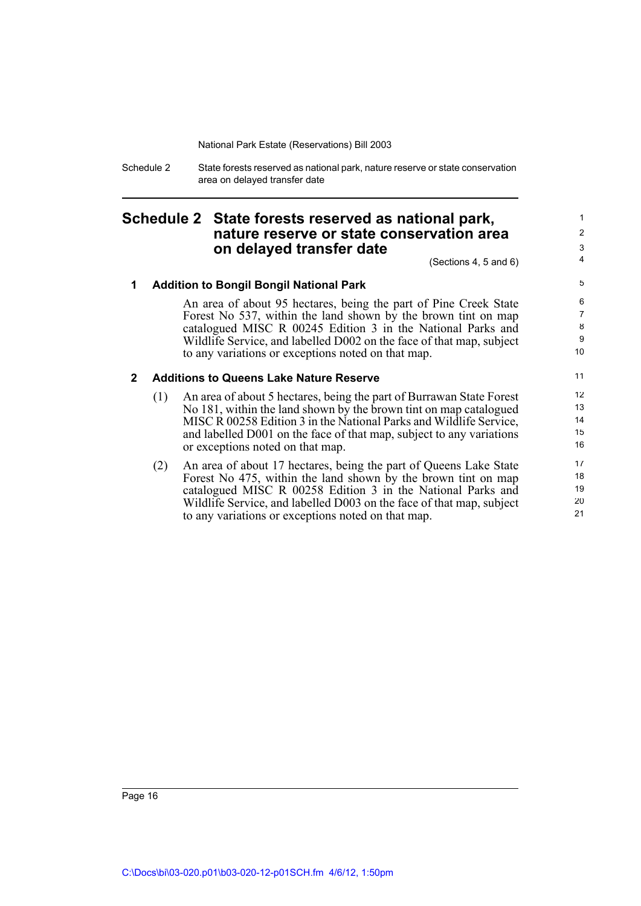# Schedule 2 State forests reserved as national park, nature reserve or state conservation area on delayed transfer date

(Sections 4, 5 and 6)

## 1 Addition to Bongil Bongil National Park

An area of about 95 hectares, being the part of Pine Creek State Forest No 537, within the land shown by the brown tint on map catalogued MISC R 00245 Edition 3 in the National Parks and Wildlife Service, and labelled D002 on the face of that map, subject to any variations or exceptions noted on that map.

## 2 Additions to Queens Lake Nature Reserve

(1) An area of about 5 hectares, being the part of Burrawan State Forest No 181, within the land shown by the brown tint on map catalogued MISC R 00258 Edition 3 in the National Parks and Wildlife Service, and labelled D001 on the face of that map, subject to any variations or exceptions noted on that map.

(2) An area of about 17 hectares, being the part of Queens Lake State Forest No 475, within the land shown by the brown tint on map catalogued MISC R 00258 Edition 3 in the National Parks and Wildlife Service, and labelled D003 on the face of that map, subject to any variations or exceptions noted on that map.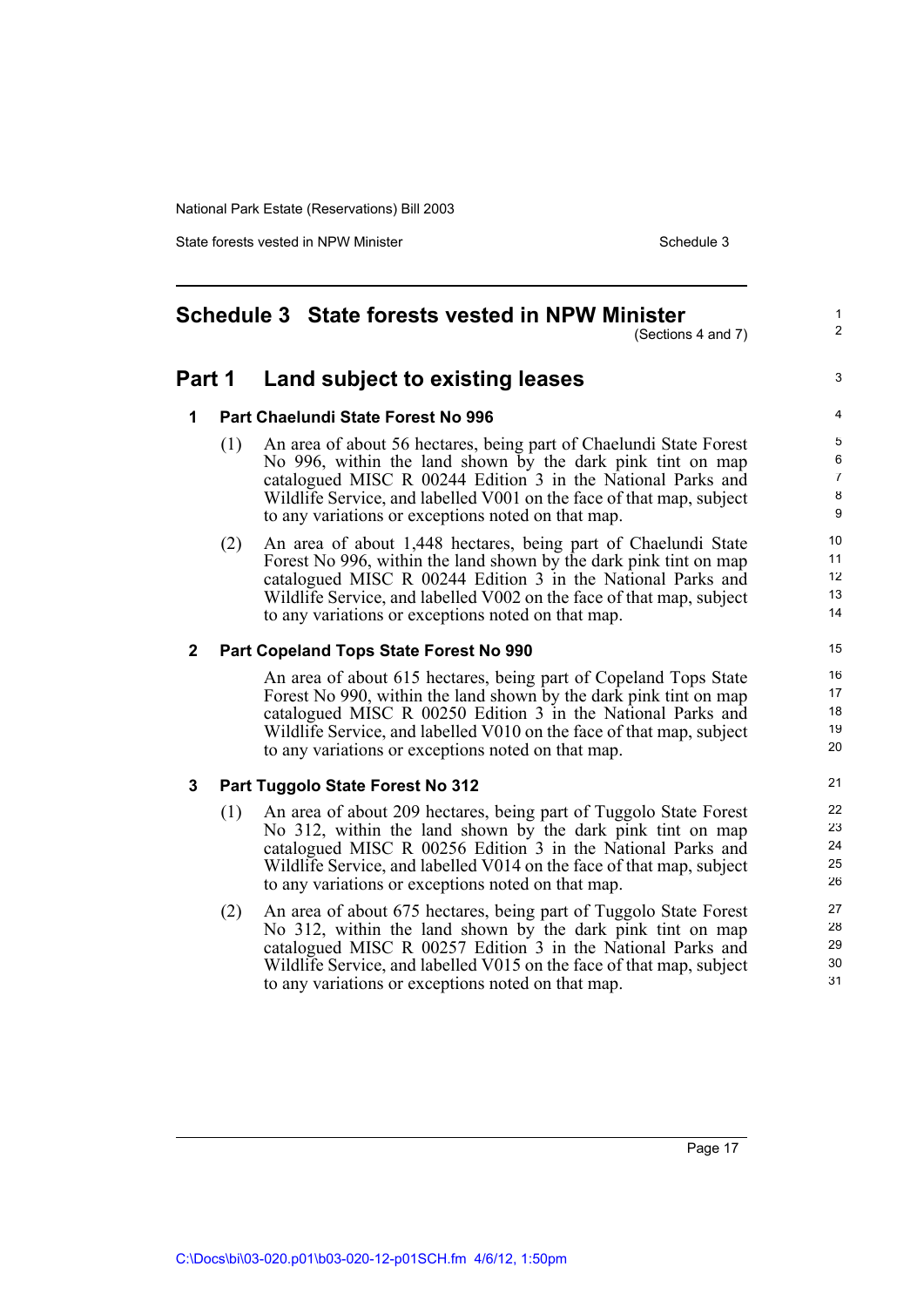# Schedule 3 State forests vested in NPW Minister

(Sections 4 and 7)

## Part 1 Land subject to existing leases

### 1 Part Chaelundi State Forest No 996

(1) An area of about 56 hectares, being part of Chaelundi State Forest No 996, within the land shown by the dark pink tint on map catalogued MISC R 00244 Edition 3 in the National Parks and Wildlife Service, and labelled V001 on the face of that map, subject to any variations or exceptions noted on that map.

(2) An area of about 1,448 hectares, being part of Chaelundi State Forest No 996, within the land shown by the dark pink tint on map catalogued MISC R 00244 Edition 3 in the National Parks and Wildlife Service, and labelled V002 on the face of that map, subject to any variations or exceptions noted on that map.

### 2 Part Copeland Tops State Forest No 990

An area of about 615 hectares, being part of Copeland Tops State Forest No 990, within the land shown by the dark pink tint on map catalogued MISC R 00250 Edition 3 in the National Parks and Wildlife Service, and labelled V010 on the face of that map, subject to any variations or exceptions noted on that map.

### 3 Part Tuggolo State Forest No 312

(1) An area of about 209 hectares, being part of Tuggolo State Forest No 312, within the land shown by the dark pink tint on map catalogued MISC R 00256 Edition 3 in the National Parks and Wildlife Service, and labelled V014 on the face of that map, subject to any variations or exceptions noted on that map.

(2) An area of about 675 hectares, being part of Tuggolo State Forest No 312, within the land shown by the dark pink tint on map catalogued MISC R 00257 Edition 3 in the National Parks and Wildlife Service, and labelled V015 on the face of that map, subject to any variations or exceptions noted on that map.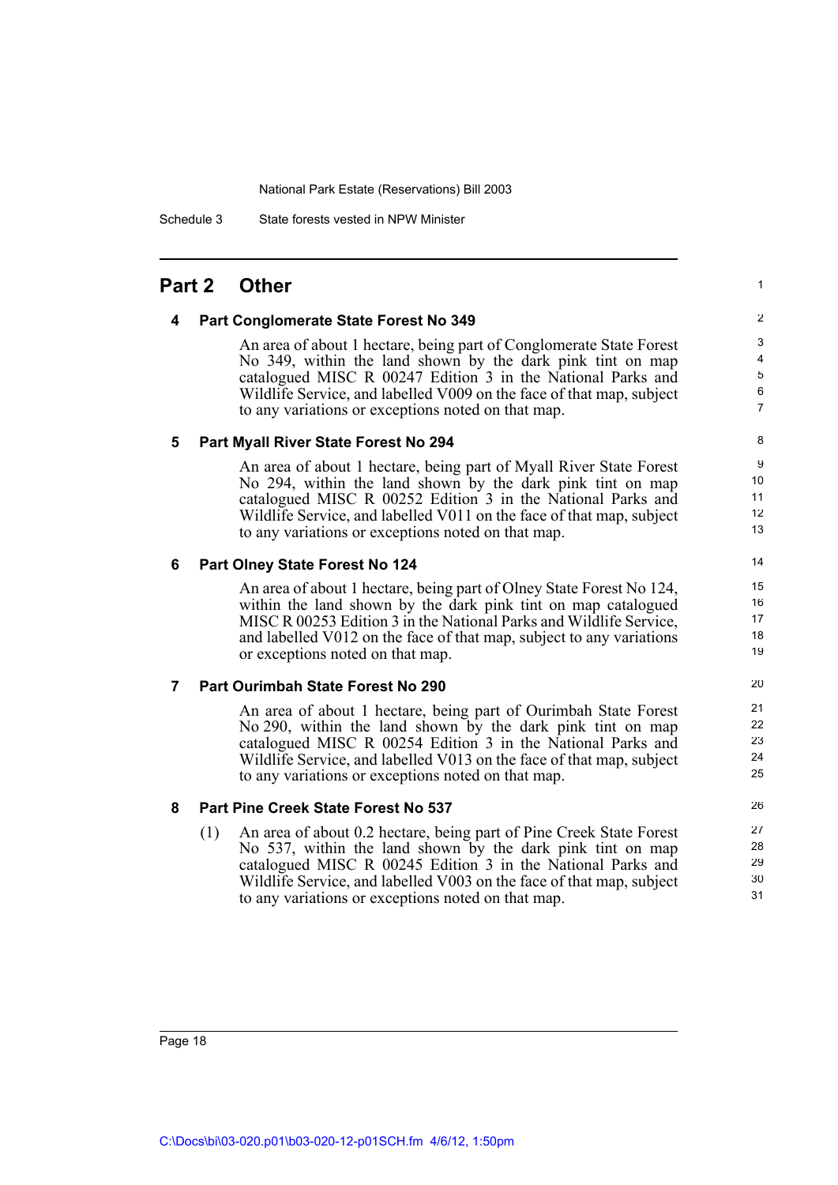## Part 2 Other

### 4 Part Conglomerate State Forest No 349

An area of about 1 hectare, being part of Conglomerate State Forest No 349, within the land shown by the dark pink tint on map catalogued MISC R 00247 Edition 3 in the National Parks and Wildlife Service, and labelled V009 on the face of that map, subject to any variations or exceptions noted on that map.

### 5 Part Myall River State Forest No 294

An area of about 1 hectare, being part of Myall River State Forest No 294, within the land shown by the dark pink tint on map catalogued MISC R 00252 Edition 3 in the National Parks and Wildlife Service, and labelled V011 on the face of that map, subject to any variations or exceptions noted on that map.

### 6 Part Olney State Forest No 124

An area of about 1 hectare, being part of Olney State Forest No 124, within the land shown by the dark pink tint on map catalogued MISC R 00253 Edition 3 in the National Parks and Wildlife Service, and labelled V012 on the face of that map, subject to any variations or exceptions noted on that map.

### 7 Part Ourimbah State Forest No 290

An area of about 1 hectare, being part of Ourimbah State Forest No 290, within the land shown by the dark pink tint on map catalogued MISC R 00254 Edition 3 in the National Parks and Wildlife Service, and labelled V013 on the face of that map, subject to any variations or exceptions noted on that map.

### 8 Part Pine Creek State Forest No 537

(1) An area of about 0.2 hectare, being part of Pine Creek State Forest No 537, within the land shown by the dark pink tint on map catalogued MISC R 00245 Edition 3 in the National Parks and Wildlife Service, and labelled V003 on the face of that map, subject to any variations or exceptions noted on that map.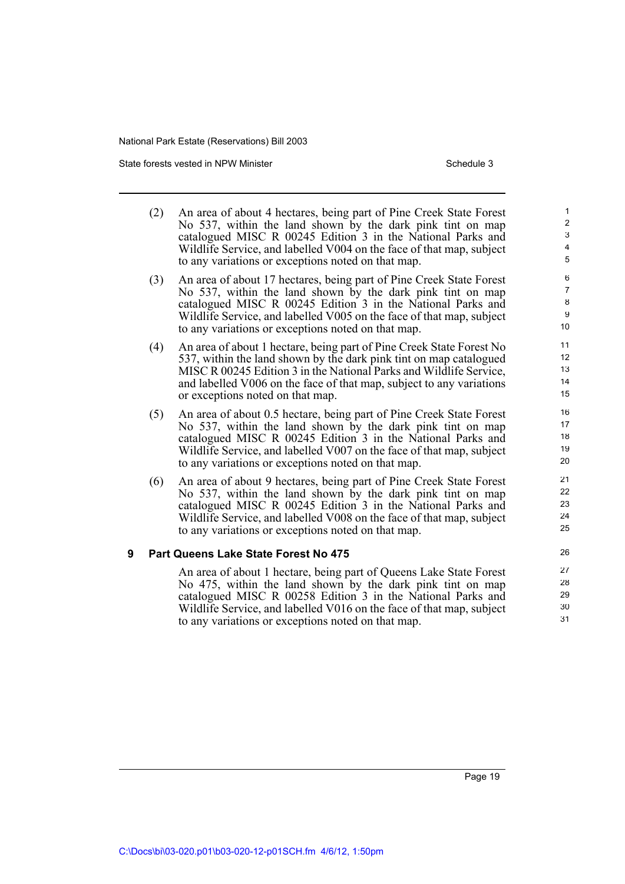(2) An area of about 4 hectares, being part of Pine Creek State Forest No 537, within the land shown by the dark pink tint on map catalogued MISC R 00245 Edition 3 in the National Parks and Wildlife Service, and labelled V004 on the face of that map, subject to any variations or exceptions noted on that map.

(3) An area of about 17 hectares, being part of Pine Creek State Forest No 537, within the land shown by the dark pink tint on map catalogued MISC R 00245 Edition 3 in the National Parks and Wildlife Service, and labelled V005 on the face of that map, subject to any variations or exceptions noted on that map.

(4) An area of about 1 hectare, being part of Pine Creek State Forest No 537, within the land shown by the dark pink tint on map catalogued MISC R 00245 Edition 3 in the National Parks and Wildlife Service, and labelled V006 on the face of that map, subject to any variations or exceptions noted on that map.

(5) An area of about 0.5 hectare, being part of Pine Creek State Forest No 537, within the land shown by the dark pink tint on map catalogued MISC R 00245 Edition 3 in the National Parks and Wildlife Service, and labelled V007 on the face of that map, subject to any variations or exceptions noted on that map.

(6) An area of about 9 hectares, being part of Pine Creek State Forest No 537, within the land shown by the dark pink tint on map catalogued MISC R 00245 Edition 3 in the National Parks and Wildlife Service, and labelled V008 on the face of that map, subject to any variations or exceptions noted on that map.

### 9 Part Queens Lake State Forest No 475

An area of about 1 hectare, being part of Queens Lake State Forest No 475, within the land shown by the dark pink tint on map catalogued MISC R 00258 Edition 3 in the National Parks and Wildlife Service, and labelled V016 on the face of that map, subject to any variations or exceptions noted on that map.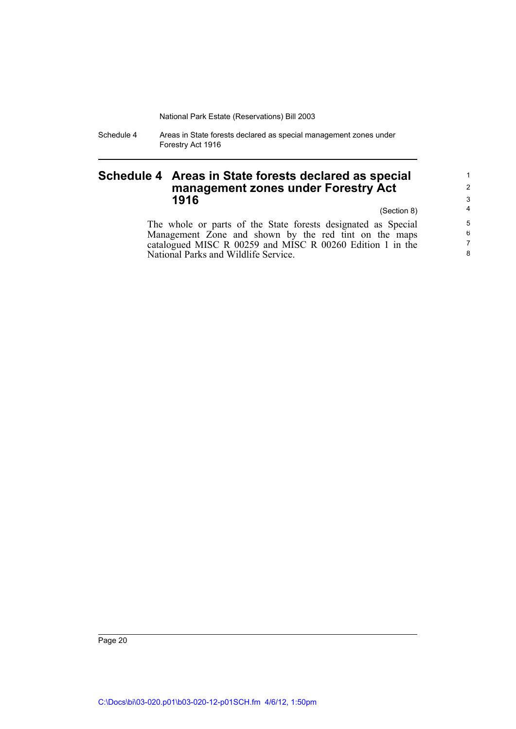# Schedule 4 Areas in State forests declared as special management zones under Forestry Act 1916

(Section 8)

The whole or parts of the State forests designated as Special Management Zone and shown by the red tint on the maps catalogued MISC R 00259 and MISC R 00260 Edition 1 in the National Parks and Wildlife Service.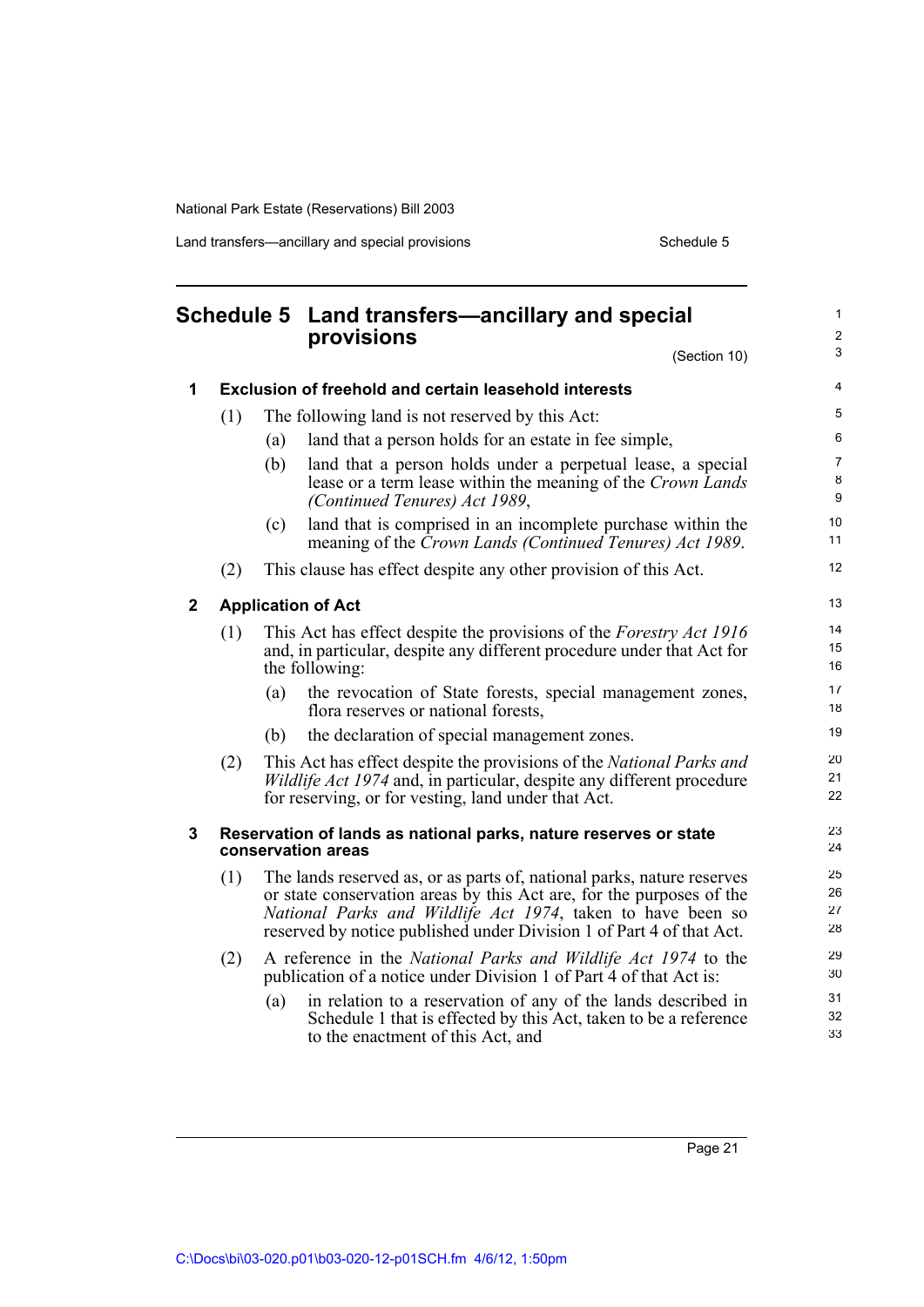# Schedule 5 Land transfers—ancillary and special provisions

(Section 10)

## 1 Exclusion of freehold and certain leasehold interests

(1) The following land is not reserved by this Act:

(a) land that a person holds for an estate in fee simple,

(b) land that a person holds under a perpetual lease, a special lease or a term lease within the meaning of the *Crown Lands (Continued Tenures) Act 1989*,

(c) land that is comprised in an incomplete purchase within the meaning of the *Crown Lands (Continued Tenures) Act 1989*.

(2) This clause has effect despite any other provision of this Act.

## 2 Application of Act

(1) This Act has effect despite the provisions of the *Forestry Act 1916* and, in particular, despite any different procedure under that Act for the following:

(a) the revocation of State forests, special management zones, flora reserves or national forests,

(b) the declaration of special management zones.

(2) This Act has effect despite the provisions of the *National Parks and Wildlife Act 1974* and, in particular, despite any different procedure for reserving, or for vesting, land under that Act.

## 3 Reservation of lands as national parks, nature reserves or state conservation areas

(1) The lands reserved as, or as parts of, national parks, nature reserves or state conservation areas by this Act are, for the purposes of the *National Parks and Wildlife Act 1974*, taken to have been so reserved by notice published under Division 1 of Part 4 of that Act.

(2) A reference in the *National Parks and Wildlife Act 1974* to the publication of a notice under Division 1 of Part 4 of that Act is:

(a) in relation to a reservation of any of the lands described in Schedule 1 that is effected by this Act, taken to be a reference to the enactment of this Act, and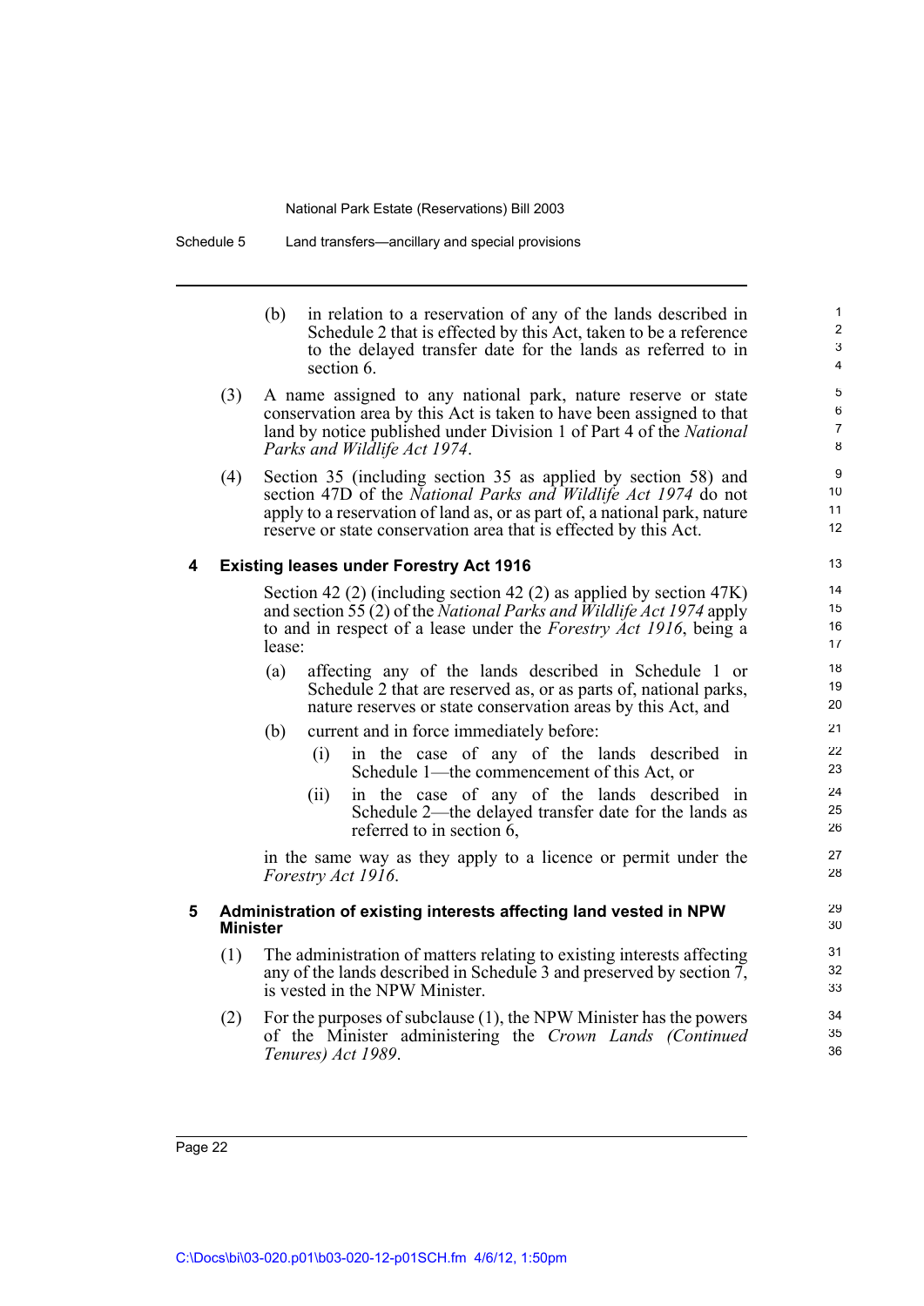(b) in relation to a reservation of any of the lands described in Schedule 2 that is effected by this Act, taken to be a reference to the delayed transfer date for the lands as referred to in section 6.

(3) A name assigned to any national park, nature reserve or state conservation area by this Act is taken to have been assigned to that land by notice published under Division 1 of Part 4 of the *National Parks and Wildlife Act 1974*.

(4) Section 35 (including section 35 as applied by section 58) and section 47D of the *National Parks and Wildlife Act 1974* do not apply to a reservation of land as, or as part of, a national park, nature reserve or state conservation area that is effected by this Act.

### 4 Existing leases under Forestry Act 1916

Section 42 (2) (including section 42 (2) as applied by section 47K) and section 55 (2) of the *National Parks and Wildlife Act 1974* apply to and in respect of a lease under the *Forestry Act 1916*, being a lease:

(a) affecting any of the lands described in Schedule 1 or Schedule 2 that are reserved as, or as parts of, national parks, nature reserves or state conservation areas by this Act, and

(b) current and in force immediately before:

   (i) in the case of any of the lands described in Schedule 1—the commencement of this Act, or

   (ii) in the case of any of the lands described in Schedule 2—the delayed transfer date for the lands as referred to in section 6,

in the same way as they apply to a licence or permit under the *Forestry Act 1916*.

### 5 Administration of existing interests affecting land vested in NPW Minister

(1) The administration of matters relating to existing interests affecting any of the lands described in Schedule 3 and preserved by section 7, is vested in the NPW Minister.

(2) For the purposes of subclause (1), the NPW Minister has the powers of the Minister administering the *Crown Lands (Continued Tenures) Act 1989*.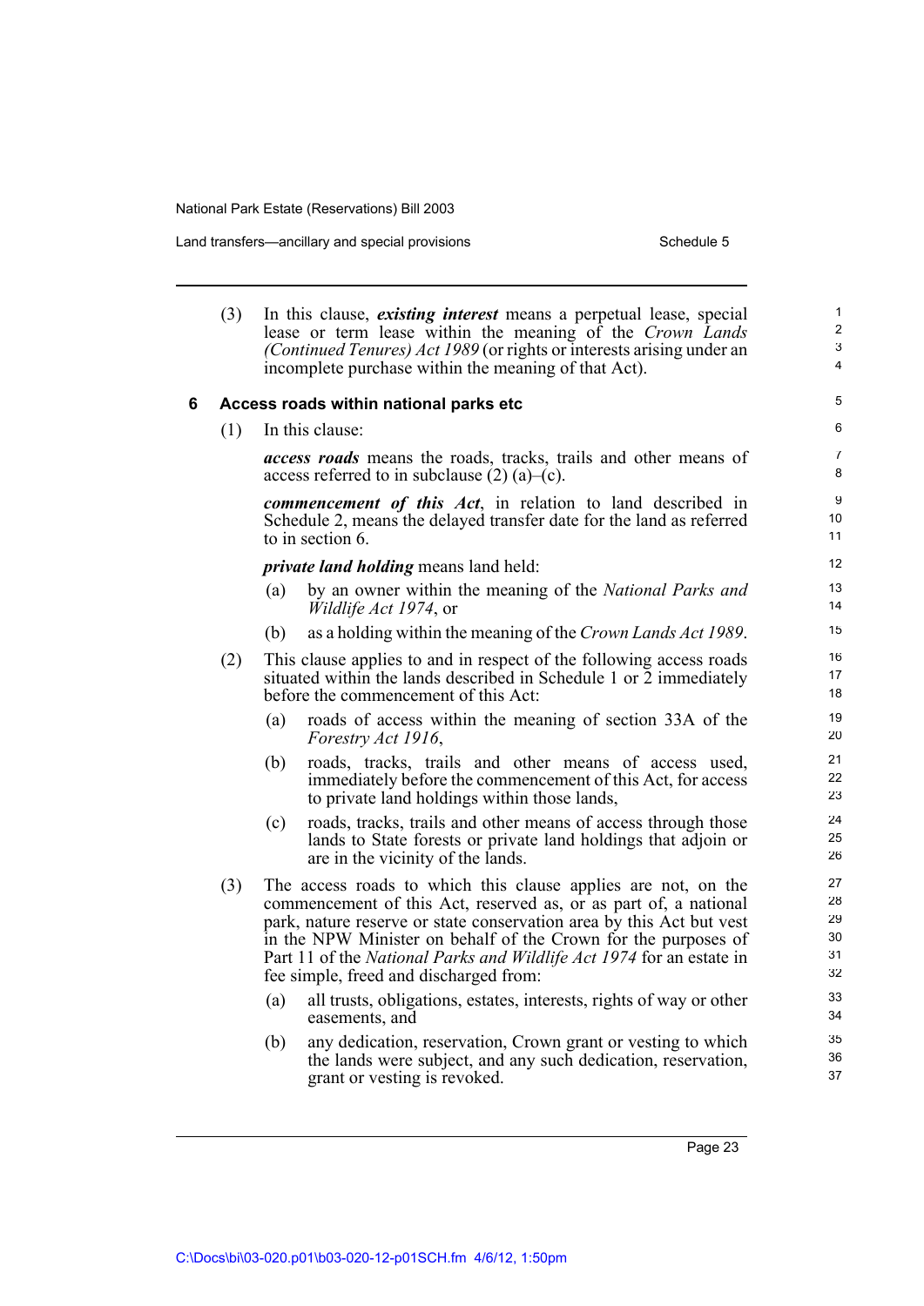(3) In this clause, ***existing interest*** means a perpetual lease, special lease or term lease within the meaning of the *Crown Lands (Continued Tenures) Act 1989* (or rights or interests arising under an incomplete purchase within the meaning of that Act).

### 6 Access roads within national parks etc

(1) In this clause:

***access roads*** means the roads, tracks, trails and other means of access referred to in subclause (2) (a)–(c).

***commencement of this Act***, in relation to land described in Schedule 2, means the delayed transfer date for the land as referred to in section 6.

***private land holding*** means land held:

- (a) by an owner within the meaning of the *National Parks and Wildlife Act 1974*, or
- (b) as a holding within the meaning of the *Crown Lands Act 1989*.

(2) This clause applies to and in respect of the following access roads situated within the lands described in Schedule 1 or 2 immediately before the commencement of this Act:

- (a) roads of access within the meaning of section 33A of the *Forestry Act 1916*,
- (b) roads, tracks, trails and other means of access used, immediately before the commencement of this Act, for access to private land holdings within those lands,
- (c) roads, tracks, trails and other means of access through those lands to State forests or private land holdings that adjoin or are in the vicinity of the lands.

(3) The access roads to which this clause applies are not, on the commencement of this Act, reserved as, or as part of, a national park, nature reserve or state conservation area by this Act but vest in the NPW Minister on behalf of the Crown for the purposes of Part 11 of the *National Parks and Wildlife Act 1974* for an estate in fee simple, freed and discharged from:

- (a) all trusts, obligations, estates, interests, rights of way or other easements, and
- (b) any dedication, reservation, Crown grant or vesting to which the lands were subject, and any such dedication, reservation, grant or vesting is revoked.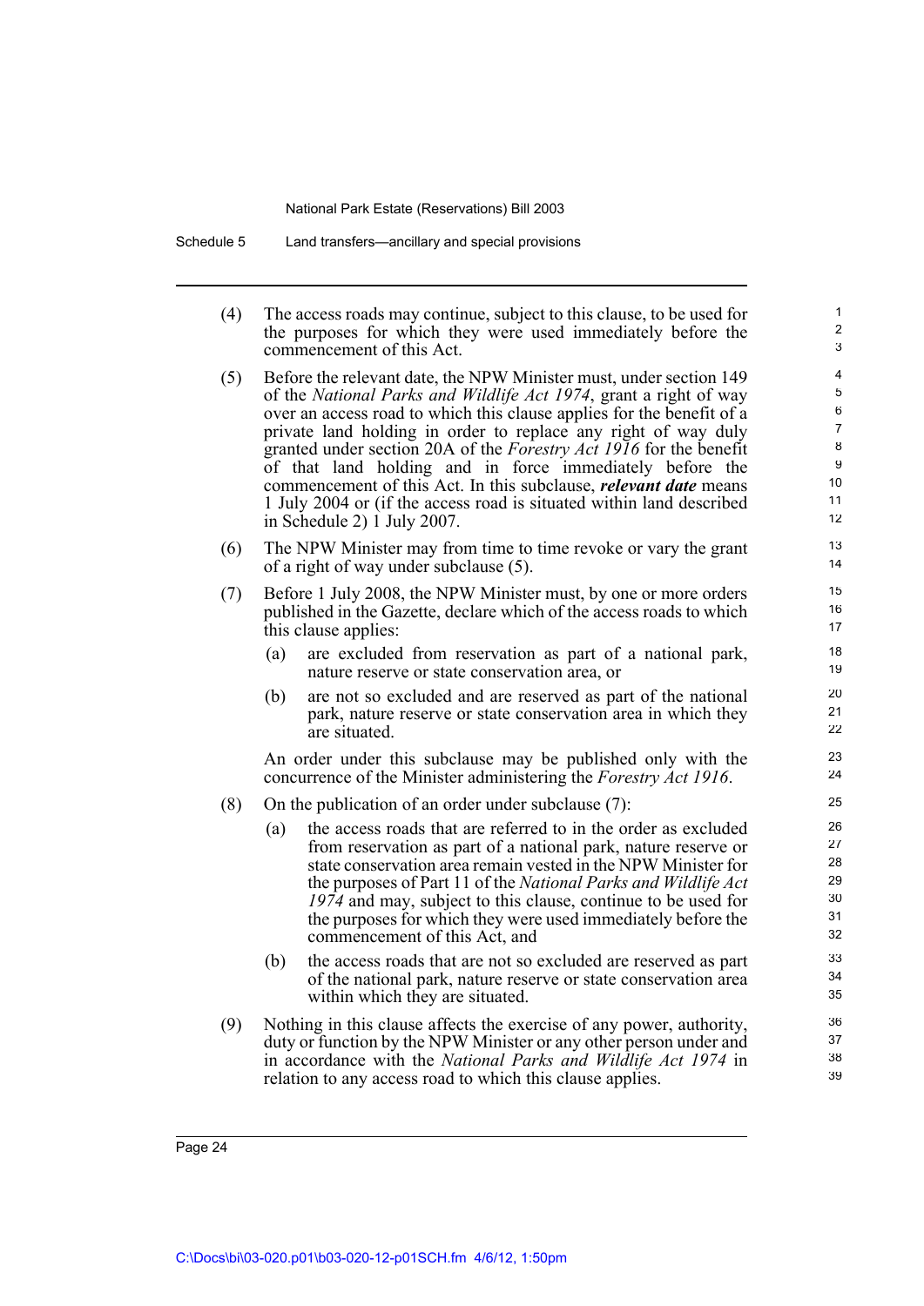(4) The access roads may continue, subject to this clause, to be used for the purposes for which they were used immediately before the commencement of this Act.

(5) Before the relevant date, the NPW Minister must, under section 149 of the *National Parks and Wildlife Act 1974*, grant a right of way over an access road to which this clause applies for the benefit of a private land holding in order to replace any right of way duly granted under section 20A of the *Forestry Act 1916* for the benefit of that land holding and in force immediately before the commencement of this Act. In this subclause, ***relevant date*** means 1 July 2004 or (if the access road is situated within land described in Schedule 2) 1 July 2007.

(6) The NPW Minister may from time to time revoke or vary the grant of a right of way under subclause (5).

(7) Before 1 July 2008, the NPW Minister must, by one or more orders published in the Gazette, declare which of the access roads to which this clause applies:

   (a) are excluded from reservation as part of a national park, nature reserve or state conservation area, or

   (b) are not so excluded and are reserved as part of the national park, nature reserve or state conservation area in which they are situated.

   An order under this subclause may be published only with the concurrence of the Minister administering the *Forestry Act 1916*.

(8) On the publication of an order under subclause (7):

   (a) the access roads that are referred to in the order as excluded from reservation as part of a national park, nature reserve or state conservation area remain vested in the NPW Minister for the purposes of Part 11 of the *National Parks and Wildlife Act 1974* and may, subject to this clause, continue to be used for the purposes for which they were used immediately before the commencement of this Act, and

   (b) the access roads that are not so excluded are reserved as part of the national park, nature reserve or state conservation area within which they are situated.

(9) Nothing in this clause affects the exercise of any power, authority, duty or function by the NPW Minister or any other person under and in accordance with the *National Parks and Wildlife Act 1974* in relation to any access road to which this clause applies.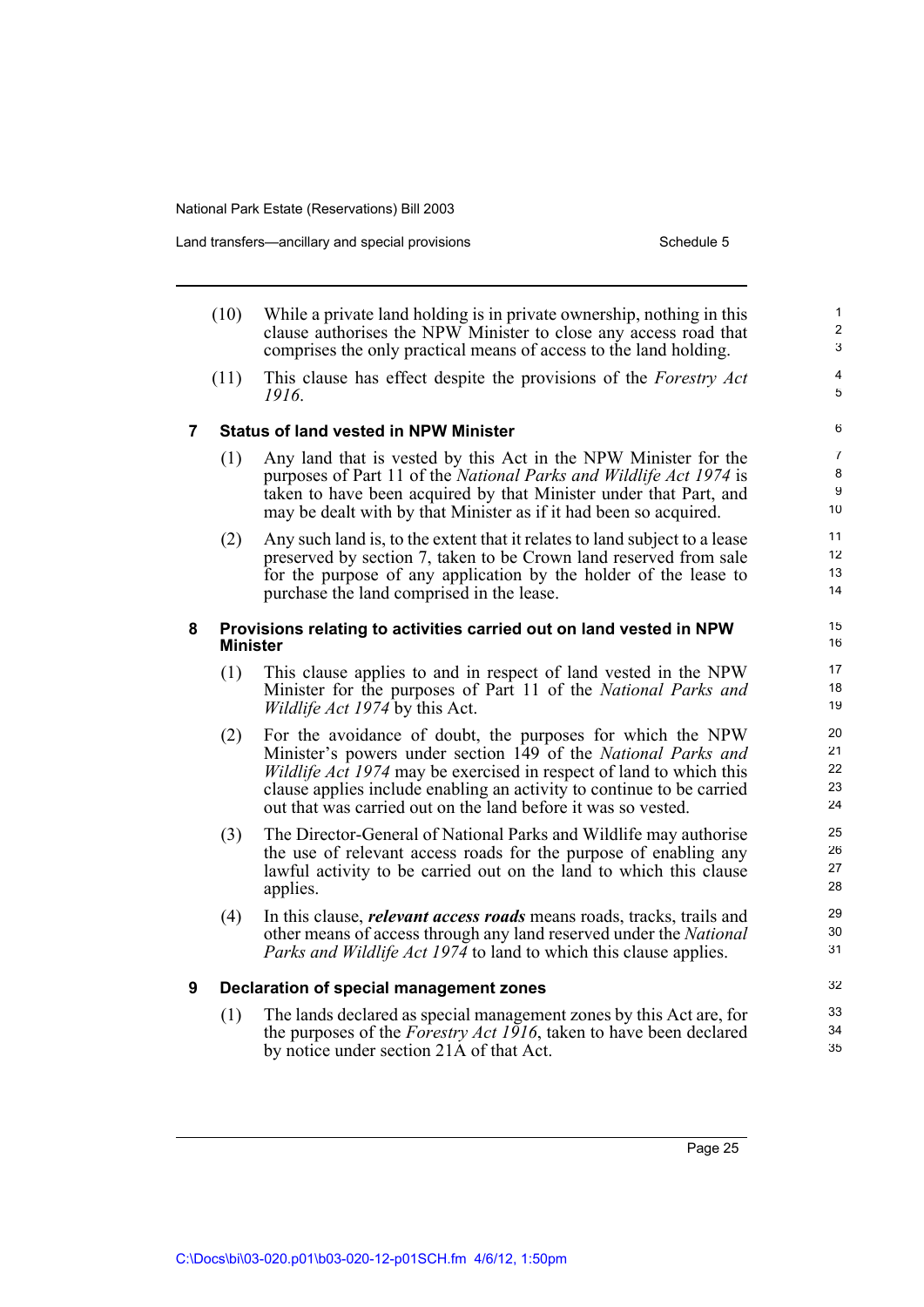(10) While a private land holding is in private ownership, nothing in this clause authorises the NPW Minister to close any access road that comprises the only practical means of access to the land holding.

(11) This clause has effect despite the provisions of the *Forestry Act 1916*.

### 7 Status of land vested in NPW Minister

(1) Any land that is vested by this Act in the NPW Minister for the purposes of Part 11 of the *National Parks and Wildlife Act 1974* is taken to have been acquired by that Minister under that Part, and may be dealt with by that Minister as if it had been so acquired.

(2) Any such land is, to the extent that it relates to land subject to a lease preserved by section 7, taken to be Crown land reserved from sale for the purpose of any application by the holder of the lease to purchase the land comprised in the lease.

### 8 Provisions relating to activities carried out on land vested in NPW Minister

(1) This clause applies to and in respect of land vested in the NPW Minister for the purposes of Part 11 of the *National Parks and Wildlife Act 1974* by this Act.

(2) For the avoidance of doubt, the purposes for which the NPW Minister's powers under section 149 of the *National Parks and Wildlife Act 1974* may be exercised in respect of land to which this clause applies include enabling an activity to continue to be carried out that was carried out on the land before it was so vested.

(3) The Director-General of National Parks and Wildlife may authorise the use of relevant access roads for the purpose of enabling any lawful activity to be carried out on the land to which this clause applies.

(4) In this clause, ***relevant access roads*** means roads, tracks, trails and other means of access through any land reserved under the *National Parks and Wildlife Act 1974* to land to which this clause applies.

### 9 Declaration of special management zones

(1) The lands declared as special management zones by this Act are, for the purposes of the *Forestry Act 1916*, taken to have been declared by notice under section 21A of that Act.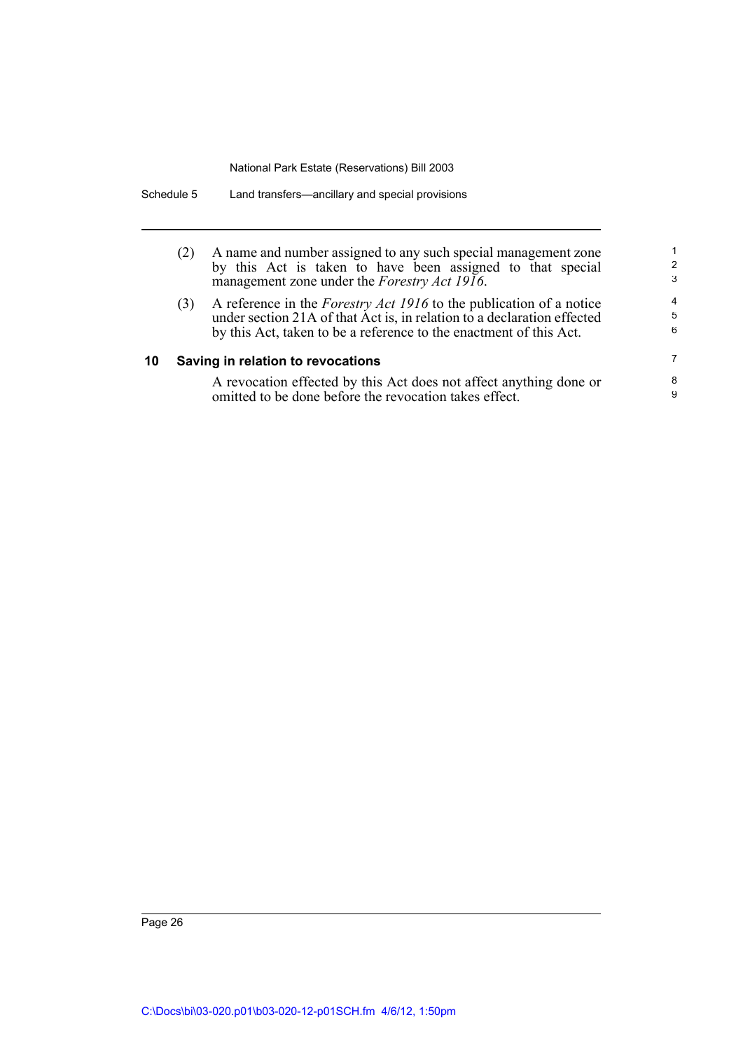(2) A name and number assigned to any such special management zone by this Act is taken to have been assigned to that special management zone under the *Forestry Act 1916*.

(3) A reference in the *Forestry Act 1916* to the publication of a notice under section 21A of that Act is, in relation to a declaration effected by this Act, taken to be a reference to the enactment of this Act.

### 10 Saving in relation to revocations

A revocation effected by this Act does not affect anything done or omitted to be done before the revocation takes effect.